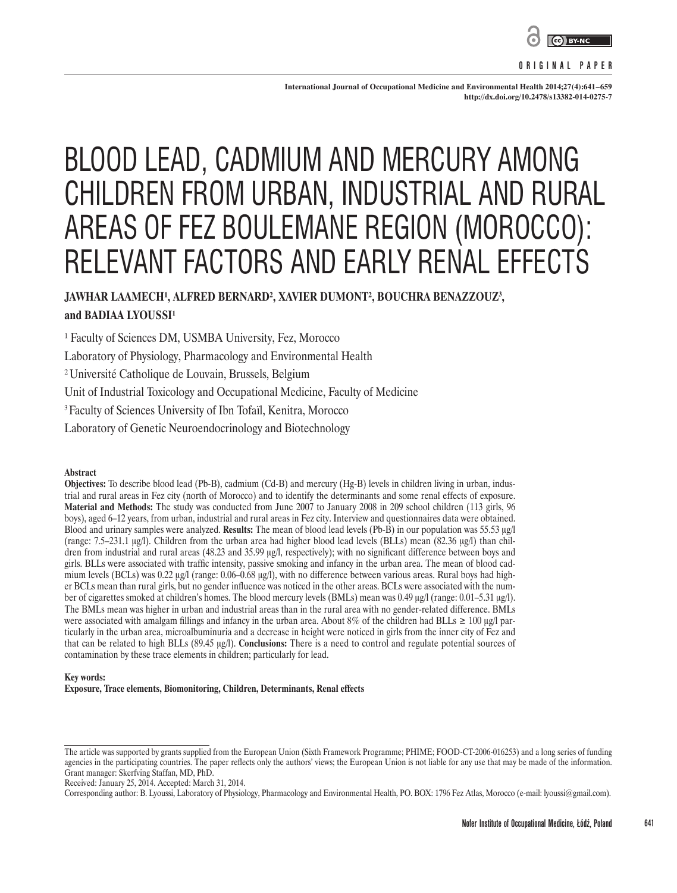ORIGINAL PAPER

# BLOOD LEAD, CADMIUM AND MERCURY AMONG CHILDREN FROM URBAN, INDUSTRIAL AND RURAL AREAS OF FEZ BOULEMANE REGION (MOROCCO): RELEVANT FACTORS AND EARLY RENAL EFFECTS

**JAWHAR LAAMECH[1], ALFRED BERNARD[2], XAVIER DUMONT[2], BOUCHRA BENAZZOUZ[3], and BADIAA LYOUSSI[1]**

[1] Faculty of Sciences DM, USMBA University, Fez, Morocco
Laboratory of Physiology, Pharmacology and Environmental Health

[2] Université Catholique de Louvain, Brussels, Belgium
Unit of Industrial Toxicology and Occupational Medicine, Faculty of Medicine

[3] Faculty of Sciences University of Ibn Tofaïl, Kenitra, Morocco
Laboratory of Genetic Neuroendocrinology and Biotechnology

## Abstract

**Objectives:** To describe blood lead (Pb-B), cadmium (Cd-B) and mercury (Hg-B) levels in children living in urban, industrial and rural areas in Fez city (north of Morocco) and to identify the determinants and some renal effects of exposure. **Material and Methods:** The study was conducted from June 2007 to January 2008 in 209 school children (113 girls, 96 boys), aged 6–12 years, from urban, industrial and rural areas in Fez city. Interview and questionnaires data were obtained. Blood and urinary samples were analyzed. **Results:** The mean of blood lead levels (Pb-B) in our population was 55.53 μg/l (range: 7.5–231.1 μg/l). Children from the urban area had higher blood lead levels (BLLs) mean (82.36 μg/l) than children from industrial and rural areas (48.23 and 35.99 μg/l, respectively); with no significant difference between boys and girls. BLLs were associated with traffic intensity, passive smoking and infancy in the urban area. The mean of blood cadmium levels (BCLs) was 0.22 μg/l (range: 0.06–0.68 μg/l), with no difference between various areas. Rural boys had higher BCLs mean than rural girls, but no gender influence was noticed in the other areas. BCLs were associated with the number of cigarettes smoked at children's homes. The blood mercury levels (BMLs) mean was 0.49 μg/l (range: 0.01–5.31 μg/l). The BMLs mean was higher in urban and industrial areas than in the rural area with no gender-related difference. BMLs were associated with amalgam fillings and infancy in the urban area. About 8% of the children had BLLs ≥ 100 μg/l particularly in the urban area, microalbuminuria and a decrease in height were noticed in girls from the inner city of Fez and that can be related to high BLLs (89.45 μg/l). **Conclusions:** There is a need to control and regulate potential sources of contamination by these trace elements in children; particularly for lead.

**Key words:**
**Exposure, Trace elements, Biomonitoring, Children, Determinants, Renal effects**

The article was supported by grants supplied from the European Union (Sixth Framework Programme; PHIME; FOOD-CT-2006-016253) and a long series of funding agencies in the participating countries. The paper reflects only the authors' views; the European Union is not liable for any use that may be made of the information. Grant manager: Skerfving Staffan, MD, PhD.
Received: January 25, 2014. Accepted: March 31, 2014.
Corresponding author: B. Lyoussi, Laboratory of Physiology, Pharmacology and Environmental Health, PO. BOX: 1796 Fez Atlas, Morocco (e-mail: lyoussi@gmail.com).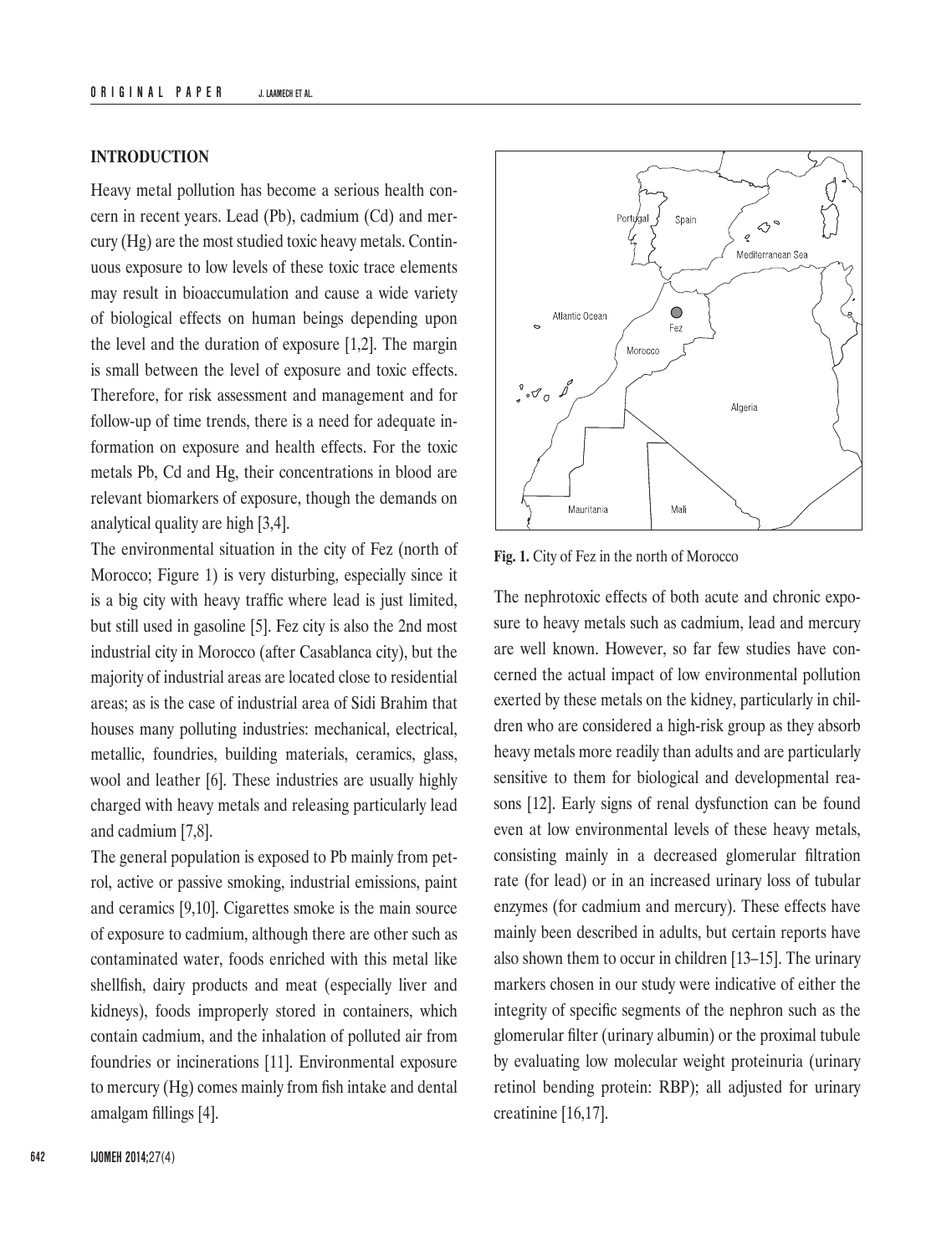## INTRODUCTION

Heavy metal pollution has become a serious health concern in recent years. Lead (Pb), cadmium (Cd) and mercury (Hg) are the most studied toxic heavy metals. Continuous exposure to low levels of these toxic trace elements may result in bioaccumulation and cause a wide variety of biological effects on human beings depending upon the level and the duration of exposure [1,2]. The margin is small between the level of exposure and toxic effects. Therefore, for risk assessment and management and for follow-up of time trends, there is a need for adequate information on exposure and health effects. For the toxic metals Pb, Cd and Hg, their concentrations in blood are relevant biomarkers of exposure, though the demands on analytical quality are high [3,4].

The environmental situation in the city of Fez (north of Morocco; Figure 1) is very disturbing, especially since it is a big city with heavy traffic where lead is just limited, but still used in gasoline [5]. Fez city is also the 2nd most industrial city in Morocco (after Casablanca city), but the majority of industrial areas are located close to residential areas; as is the case of industrial area of Sidi Brahim that houses many polluting industries: mechanical, electrical, metallic, foundries, building materials, ceramics, glass, wool and leather [6]. These industries are usually highly charged with heavy metals and releasing particularly lead and cadmium [7,8].

The general population is exposed to Pb mainly from petrol, active or passive smoking, industrial emissions, paint and ceramics [9,10]. Cigarettes smoke is the main source of exposure to cadmium, although there are other such as contaminated water, foods enriched with this metal like shellfish, dairy products and meat (especially liver and kidneys), foods improperly stored in containers, which contain cadmium, and the inhalation of polluted air from foundries or incinerations [11]. Environmental exposure to mercury (Hg) comes mainly from fish intake and dental amalgam fillings [4].

**Fig. 1.** City of Fez in the north of Morocco

The nephrotoxic effects of both acute and chronic exposure to heavy metals such as cadmium, lead and mercury are well known. However, so far few studies have concerned the actual impact of low environmental pollution exerted by these metals on the kidney, particularly in children who are considered a high-risk group as they absorb heavy metals more readily than adults and are particularly sensitive to them for biological and developmental reasons [12]. Early signs of renal dysfunction can be found even at low environmental levels of these heavy metals, consisting mainly in a decreased glomerular filtration rate (for lead) or in an increased urinary loss of tubular enzymes (for cadmium and mercury). These effects have mainly been described in adults, but certain reports have also shown them to occur in children [13–15]. The urinary markers chosen in our study were indicative of either the integrity of specific segments of the nephron such as the glomerular filter (urinary albumin) or the proximal tubule by evaluating low molecular weight proteinuria (urinary retinol bending protein: RBP); all adjusted for urinary creatinine [16,17].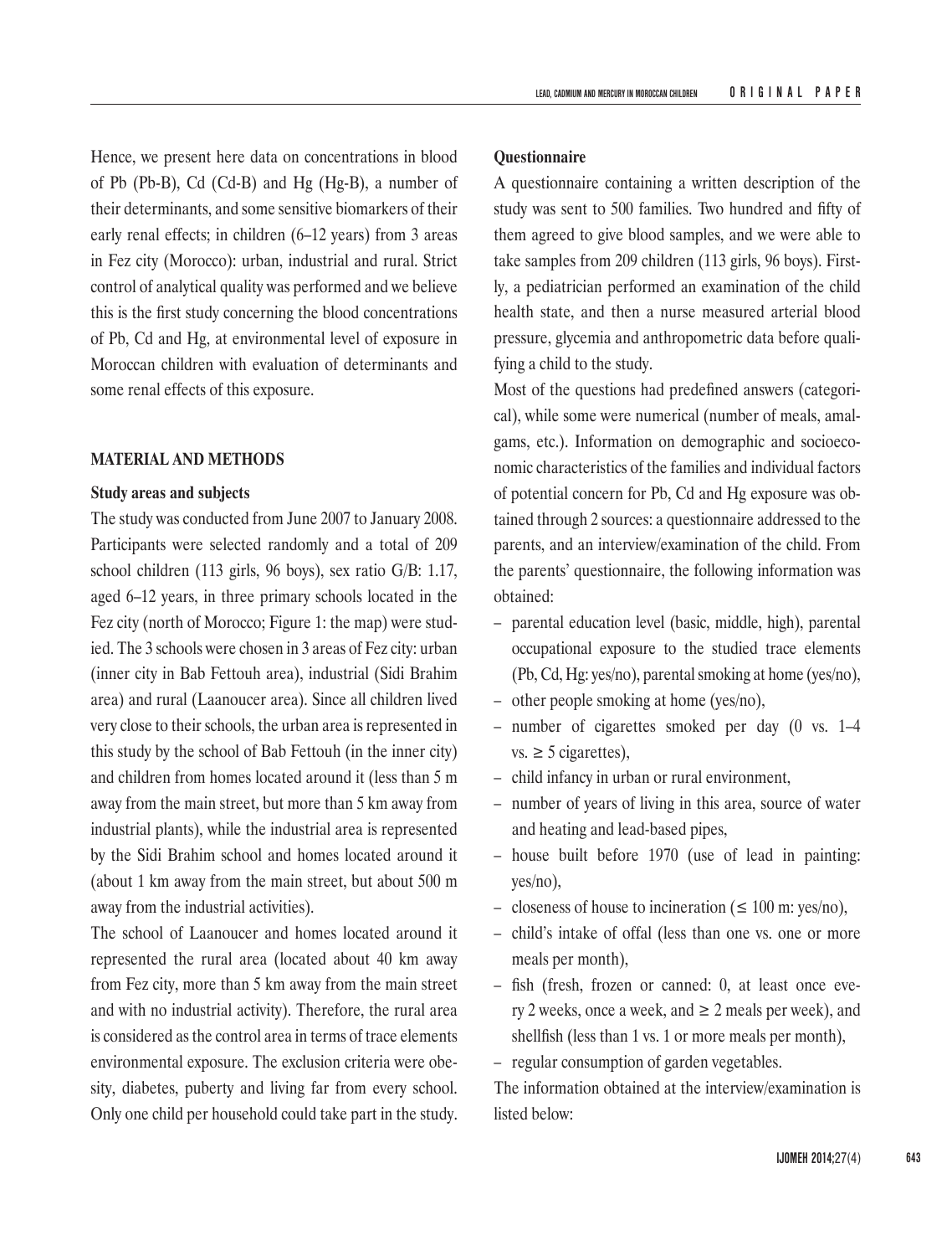Hence, we present here data on concentrations in blood of Pb (Pb-B), Cd (Cd-B) and Hg (Hg-B), a number of their determinants, and some sensitive biomarkers of their early renal effects; in children (6–12 years) from 3 areas in Fez city (Morocco): urban, industrial and rural. Strict control of analytical quality was performed and we believe this is the first study concerning the blood concentrations of Pb, Cd and Hg, at environmental level of exposure in Moroccan children with evaluation of determinants and some renal effects of this exposure.

## MATERIAL AND METHODS

### Study areas and subjects

The study was conducted from June 2007 to January 2008. Participants were selected randomly and a total of 209 school children (113 girls, 96 boys), sex ratio G/B: 1.17, aged 6–12 years, in three primary schools located in the Fez city (north of Morocco; Figure 1: the map) were studied. The 3 schools were chosen in 3 areas of Fez city: urban (inner city in Bab Fettouh area), industrial (Sidi Brahim area) and rural (Laanoucer area). Since all children lived very close to their schools, the urban area is represented in this study by the school of Bab Fettouh (in the inner city) and children from homes located around it (less than 5 m away from the main street, but more than 5 km away from industrial plants), while the industrial area is represented by the Sidi Brahim school and homes located around it (about 1 km away from the main street, but about 500 m away from the industrial activities).

The school of Laanoucer and homes located around it represented the rural area (located about 40 km away from Fez city, more than 5 km away from the main street and with no industrial activity). Therefore, the rural area is considered as the control area in terms of trace elements environmental exposure. The exclusion criteria were obesity, diabetes, puberty and living far from every school. Only one child per household could take part in the study.

### Questionnaire

A questionnaire containing a written description of the study was sent to 500 families. Two hundred and fifty of them agreed to give blood samples, and we were able to take samples from 209 children (113 girls, 96 boys). Firstly, a pediatrician performed an examination of the child health state, and then a nurse measured arterial blood pressure, glycemia and anthropometric data before qualifying a child to the study.

Most of the questions had predefined answers (categorical), while some were numerical (number of meals, amalgams, etc.). Information on demographic and socioeconomic characteristics of the families and individual factors of potential concern for Pb, Cd and Hg exposure was obtained through 2 sources: a questionnaire addressed to the parents, and an interview/examination of the child. From the parents' questionnaire, the following information was obtained:

- parental education level (basic, middle, high), parental occupational exposure to the studied trace elements (Pb, Cd, Hg: yes/no), parental smoking at home (yes/no),
- other people smoking at home (yes/no),
- number of cigarettes smoked per day (0 vs. 1–4 vs. ≥ 5 cigarettes),
- child infancy in urban or rural environment,
- number of years of living in this area, source of water and heating and lead-based pipes,
- house built before 1970 (use of lead in painting: yes/no),
- closeness of house to incineration (≤ 100 m: yes/no),
- child's intake of offal (less than one vs. one or more meals per month),
- fish (fresh, frozen or canned: 0, at least once every 2 weeks, once a week, and ≥ 2 meals per week), and shellfish (less than 1 vs. 1 or more meals per month),
- regular consumption of garden vegetables.

The information obtained at the interview/examination is listed below: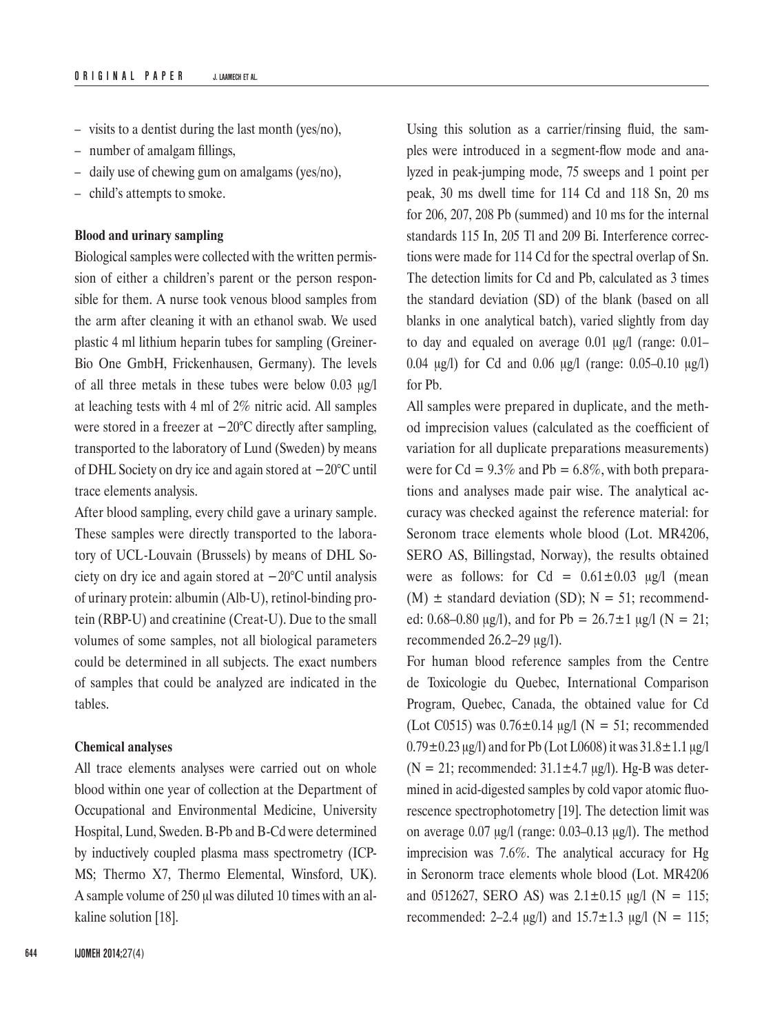- visits to a dentist during the last month (yes/no),
- number of amalgam fillings,
- daily use of chewing gum on amalgams (yes/no),
- child's attempts to smoke.

**Blood and urinary sampling**

Biological samples were collected with the written permission of either a children's parent or the person responsible for them. A nurse took venous blood samples from the arm after cleaning it with an ethanol swab. We used plastic 4 ml lithium heparin tubes for sampling (Greiner-Bio One GmbH, Frickenhausen, Germany). The levels of all three metals in these tubes were below 0.03 μg/l at leaching tests with 4 ml of 2% nitric acid. All samples were stored in a freezer at −20°C directly after sampling, transported to the laboratory of Lund (Sweden) by means of DHL Society on dry ice and again stored at −20°C until trace elements analysis.

After blood sampling, every child gave a urinary sample. These samples were directly transported to the laboratory of UCL-Louvain (Brussels) by means of DHL Society on dry ice and again stored at −20°C until analysis of urinary protein: albumin (Alb-U), retinol-binding protein (RBP-U) and creatinine (Creat-U). Due to the small volumes of some samples, not all biological parameters could be determined in all subjects. The exact numbers of samples that could be analyzed are indicated in the tables.

**Chemical analyses**

All trace elements analyses were carried out on whole blood within one year of collection at the Department of Occupational and Environmental Medicine, University Hospital, Lund, Sweden. B-Pb and B-Cd were determined by inductively coupled plasma mass spectrometry (ICP-MS; Thermo X7, Thermo Elemental, Winsford, UK). A sample volume of 250 μl was diluted 10 times with an alkaline solution [18].

Using this solution as a carrier/rinsing fluid, the samples were introduced in a segment-flow mode and analyzed in peak-jumping mode, 75 sweeps and 1 point per peak, 30 ms dwell time for 114 Cd and 118 Sn, 20 ms for 206, 207, 208 Pb (summed) and 10 ms for the internal standards 115 In, 205 Tl and 209 Bi. Interference corrections were made for 114 Cd for the spectral overlap of Sn. The detection limits for Cd and Pb, calculated as 3 times the standard deviation (SD) of the blank (based on all blanks in one analytical batch), varied slightly from day to day and equaled on average 0.01 μg/l (range: 0.01–0.04 μg/l) for Cd and 0.06 μg/l (range: 0.05–0.10 μg/l) for Pb.

All samples were prepared in duplicate, and the method imprecision values (calculated as the coefficient of variation for all duplicate preparations measurements) were for Cd = 9.3% and Pb = 6.8%, with both preparations and analyses made pair wise. The analytical accuracy was checked against the reference material: for Seronom trace elements whole blood (Lot. MR4206, SERO AS, Billingstad, Norway), the results obtained were as follows: for Cd = 0.61±0.03 μg/l (mean (M) ± standard deviation (SD); N = 51; recommended: 0.68–0.80 μg/l), and for Pb = 26.7±1 μg/l (N = 21; recommended 26.2–29 μg/l).

For human blood reference samples from the Centre de Toxicologie du Quebec, International Comparison Program, Quebec, Canada, the obtained value for Cd (Lot C0515) was 0.76±0.14 μg/l (N = 51; recommended 0.79±0.23 μg/l) and for Pb (Lot L0608) it was 31.8±1.1 μg/l (N = 21; recommended: 31.1±4.7 μg/l). Hg-B was determined in acid-digested samples by cold vapor atomic fluorescence spectrophotometry [19]. The detection limit was on average 0.07 μg/l (range: 0.03–0.13 μg/l). The method imprecision was 7.6%. The analytical accuracy for Hg in Seronorm trace elements whole blood (Lot. MR4206 and 0512627, SERO AS) was 2.1±0.15 μg/l (N = 115; recommended: 2–2.4 μg/l) and 15.7±1.3 μg/l (N = 115;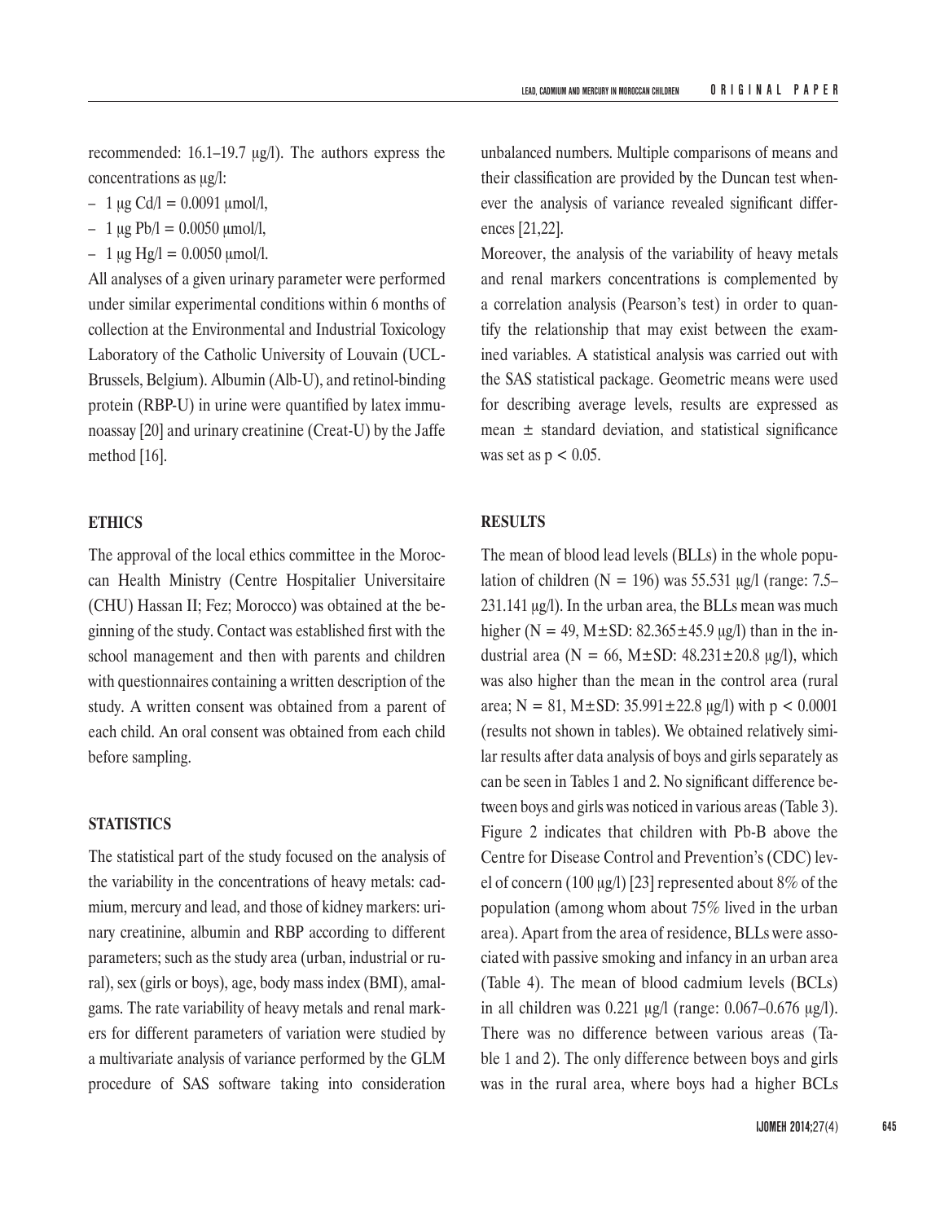recommended: 16.1–19.7 μg/l). The authors express the concentrations as μg/l:

- 1 μg Cd/l = 0.0091 μmol/l,
- 1 μg Pb/l = 0.0050 μmol/l,
- 1 μg Hg/l = 0.0050 μmol/l.

All analyses of a given urinary parameter were performed under similar experimental conditions within 6 months of collection at the Environmental and Industrial Toxicology Laboratory of the Catholic University of Louvain (UCL-Brussels, Belgium). Albumin (Alb-U), and retinol-binding protein (RBP-U) in urine were quantified by latex immunoassay [20] and urinary creatinine (Creat-U) by the Jaffe method [16].

## ETHICS

The approval of the local ethics committee in the Moroccan Health Ministry (Centre Hospitalier Universitaire (CHU) Hassan II; Fez; Morocco) was obtained at the beginning of the study. Contact was established first with the school management and then with parents and children with questionnaires containing a written description of the study. A written consent was obtained from a parent of each child. An oral consent was obtained from each child before sampling.

## STATISTICS

The statistical part of the study focused on the analysis of the variability in the concentrations of heavy metals: cadmium, mercury and lead, and those of kidney markers: urinary creatinine, albumin and RBP according to different parameters; such as the study area (urban, industrial or rural), sex (girls or boys), age, body mass index (BMI), amalgams. The rate variability of heavy metals and renal markers for different parameters of variation were studied by a multivariate analysis of variance performed by the GLM procedure of SAS software taking into consideration unbalanced numbers. Multiple comparisons of means and their classification are provided by the Duncan test whenever the analysis of variance revealed significant differences [21,22].

Moreover, the analysis of the variability of heavy metals and renal markers concentrations is complemented by a correlation analysis (Pearson's test) in order to quantify the relationship that may exist between the examined variables. A statistical analysis was carried out with the SAS statistical package. Geometric means were used for describing average levels, results are expressed as mean ± standard deviation, and statistical significance was set as $p < 0.05$.

## RESULTS

The mean of blood lead levels (BLLs) in the whole population of children ($N = 196$) was 55.531 μg/l (range: 7.5–231.141 μg/l). In the urban area, the BLLs mean was much higher ($N = 49$, M±SD: 82.365±45.9 μg/l) than in the industrial area ($N = 66$, M±SD: 48.231±20.8 μg/l), which was also higher than the mean in the control area (rural area; $N = 81$, M±SD: 35.991±22.8 μg/l) with $p < 0.0001$ (results not shown in tables). We obtained relatively similar results after data analysis of boys and girls separately as can be seen in Tables 1 and 2. No significant difference between boys and girls was noticed in various areas (Table 3). Figure 2 indicates that children with Pb-B above the Centre for Disease Control and Prevention's (CDC) level of concern (100 μg/l) [23] represented about 8% of the population (among whom about 75% lived in the urban area). Apart from the area of residence, BLLs were associated with passive smoking and infancy in an urban area (Table 4). The mean of blood cadmium levels (BCLs) in all children was 0.221 μg/l (range: 0.067–0.676 μg/l). There was no difference between various areas (Table 1 and 2). The only difference between boys and girls was in the rural area, where boys had a higher BCLs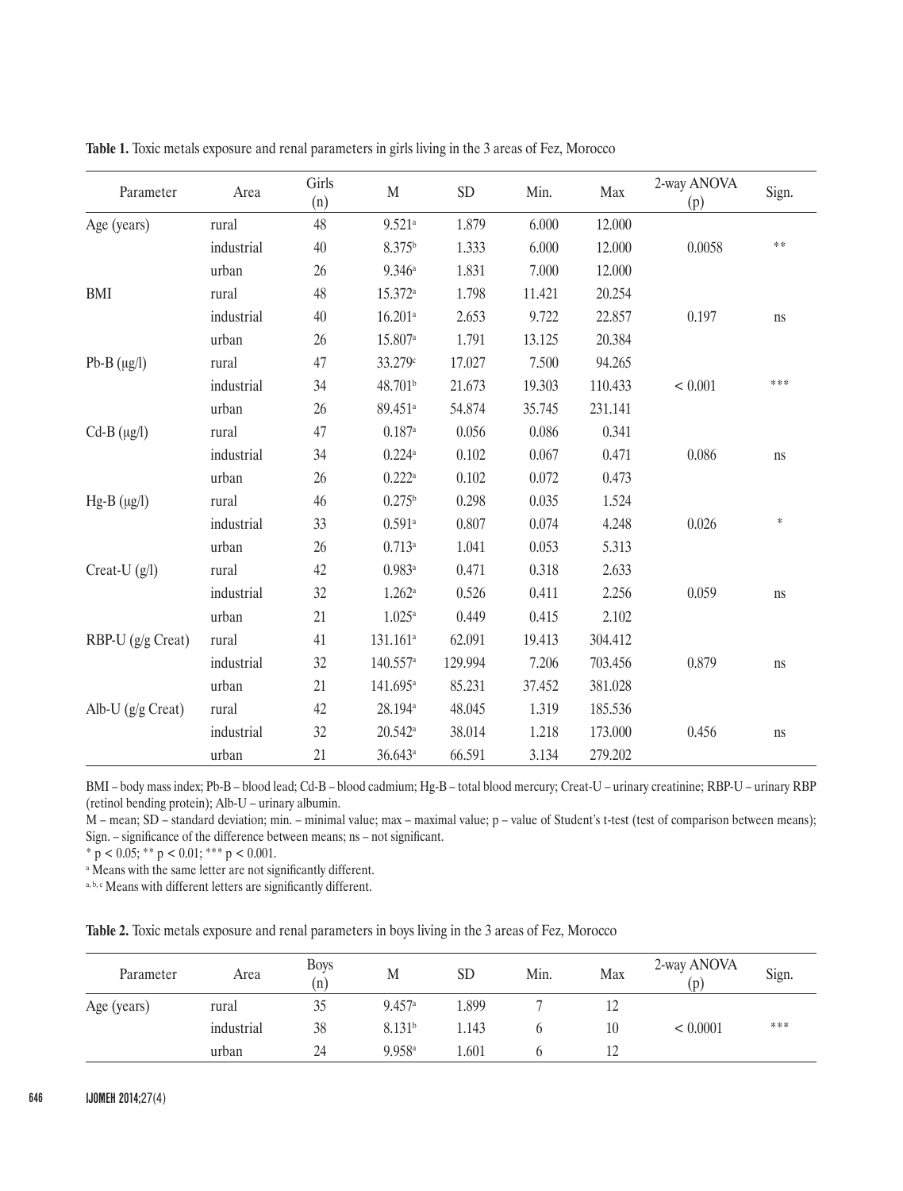**Table 1.** Toxic metals exposure and renal parameters in girls living in the 3 areas of Fez, Morocco

| Parameter | Area | Girls (n) | M | SD | Min. | Max | 2-way ANOVA (p) | Sign. |
|---|---|---|---|---|---|---|---|---|
| Age (years) | rural | 48 | 9.521[a] | 1.879 | 6.000 | 12.000 | | |
| | industrial | 40 | 8.375[b] | 1.333 | 6.000 | 12.000 | 0.0058 | ** |
| | urban | 26 | 9.346[a] | 1.831 | 7.000 | 12.000 | | |
| BMI | rural | 48 | 15.372[a] | 1.798 | 11.421 | 20.254 | | |
| | industrial | 40 | 16.201[a] | 2.653 | 9.722 | 22.857 | 0.197 | ns |
| | urban | 26 | 15.807[a] | 1.791 | 13.125 | 20.384 | | |
| Pb-B (μg/l) | rural | 47 | 33.279[c] | 17.027 | 7.500 | 94.265 | | |
| | industrial | 34 | 48.701[b] | 21.673 | 19.303 | 110.433 | < 0.001 | *** |
| | urban | 26 | 89.451[a] | 54.874 | 35.745 | 231.141 | | |
| Cd-B (μg/l) | rural | 47 | 0.187[a] | 0.056 | 0.086 | 0.341 | | |
| | industrial | 34 | 0.224[a] | 0.102 | 0.067 | 0.471 | 0.086 | ns |
| | urban | 26 | 0.222[a] | 0.102 | 0.072 | 0.473 | | |
| Hg-B (μg/l) | rural | 46 | 0.275[b] | 0.298 | 0.035 | 1.524 | | |
| | industrial | 33 | 0.591[a] | 0.807 | 0.074 | 4.248 | 0.026 | * |
| | urban | 26 | 0.713[a] | 1.041 | 0.053 | 5.313 | | |
| Creat-U (g/l) | rural | 42 | 0.983[a] | 0.471 | 0.318 | 2.633 | | |
| | industrial | 32 | 1.262[a] | 0.526 | 0.411 | 2.256 | 0.059 | ns |
| | urban | 21 | 1.025[a] | 0.449 | 0.415 | 2.102 | | |
| RBP-U (g/g Creat) | rural | 41 | 131.161[a] | 62.091 | 19.413 | 304.412 | | |
| | industrial | 32 | 140.557[a] | 129.994 | 7.206 | 703.456 | 0.879 | ns |
| | urban | 21 | 141.695[a] | 85.231 | 37.452 | 381.028 | | |
| Alb-U (g/g Creat) | rural | 42 | 28.194[a] | 48.045 | 1.319 | 185.536 | | |
| | industrial | 32 | 20.542[a] | 38.014 | 1.218 | 173.000 | 0.456 | ns |
| | urban | 21 | 36.643[a] | 66.591 | 3.134 | 279.202 | | |

BMI – body mass index; Pb-B – blood lead; Cd-B – blood cadmium; Hg-B – total blood mercury; Creat-U – urinary creatinine; RBP-U – urinary RBP (retinol bending protein); Alb-U – urinary albumin.

M – mean; SD – standard deviation; min. – minimal value; max – maximal value; p – value of Student's t-test (test of comparison between means); Sign. – significance of the difference between means; ns – not significant.

* $p < 0.05$; ** $p < 0.01$; *** $p < 0.001$.

[a] Means with the same letter are not significantly different.

[a, b, c] Means with different letters are significantly different.

**Table 2.** Toxic metals exposure and renal parameters in boys living in the 3 areas of Fez, Morocco

| Parameter | Area | Boys (n) | M | SD | Min. | Max | 2-way ANOVA (p) | Sign. |
|---|---|---|---|---|---|---|---|---|
| Age (years) | rural | 35 | 9.457[a] | 1.899 | 7 | 12 | | |
| | industrial | 38 | 8.131[b] | 1.143 | 6 | 10 | < 0.0001 | *** |
| | urban | 24 | 9.958[a] | 1.601 | 6 | 12 | | |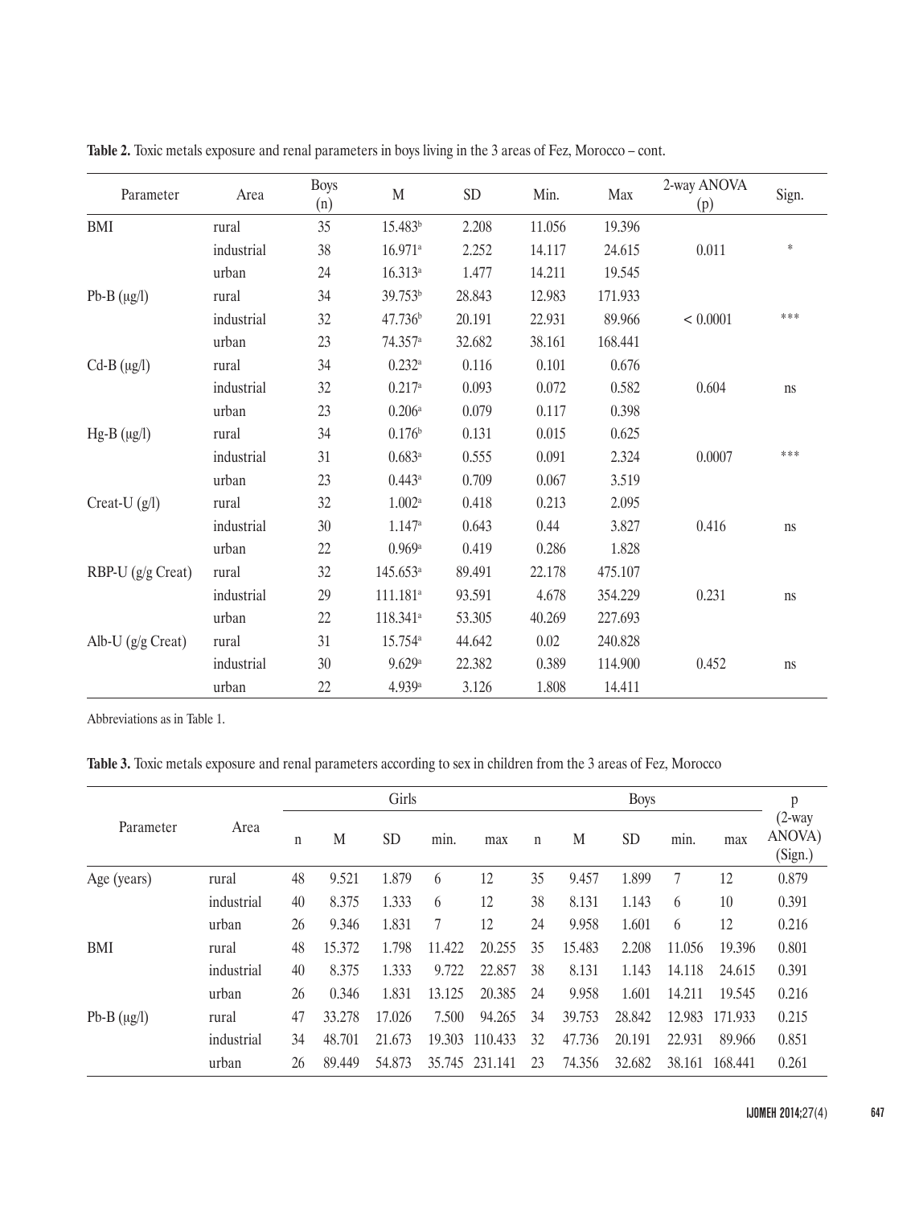**Table 2.** Toxic metals exposure and renal parameters in boys living in the 3 areas of Fez, Morocco – cont.

| Parameter | Area | Boys (n) | M | SD | Min. | Max | 2-way ANOVA (p) | Sign. |
|---|---|---|---|---|---|---|---|---|
| BMI | rural | 35 | 15.483[b] | 2.208 | 11.056 | 19.396 | | |
| | industrial | 38 | 16.971[a] | 2.252 | 14.117 | 24.615 | 0.011 | * |
| | urban | 24 | 16.313[a] | 1.477 | 14.211 | 19.545 | | |
| Pb-B (µg/l) | rural | 34 | 39.753[b] | 28.843 | 12.983 | 171.933 | | |
| | industrial | 32 | 47.736[b] | 20.191 | 22.931 | 89.966 | < 0.0001 | *** |
| | urban | 23 | 74.357[a] | 32.682 | 38.161 | 168.441 | | |
| Cd-B (µg/l) | rural | 34 | 0.232[a] | 0.116 | 0.101 | 0.676 | | |
| | industrial | 32 | 0.217[a] | 0.093 | 0.072 | 0.582 | 0.604 | ns |
| | urban | 23 | 0.206[a] | 0.079 | 0.117 | 0.398 | | |
| Hg-B (µg/l) | rural | 34 | 0.176[b] | 0.131 | 0.015 | 0.625 | | |
| | industrial | 31 | 0.683[a] | 0.555 | 0.091 | 2.324 | 0.0007 | *** |
| | urban | 23 | 0.443[a] | 0.709 | 0.067 | 3.519 | | |
| Creat-U (g/l) | rural | 32 | 1.002[a] | 0.418 | 0.213 | 2.095 | | |
| | industrial | 30 | 1.147[a] | 0.643 | 0.44 | 3.827 | 0.416 | ns |
| | urban | 22 | 0.969[a] | 0.419 | 0.286 | 1.828 | | |
| RBP-U (g/g Creat) | rural | 32 | 145.653[a] | 89.491 | 22.178 | 475.107 | | |
| | industrial | 29 | 111.181[a] | 93.591 | 4.678 | 354.229 | 0.231 | ns |
| | urban | 22 | 118.341[a] | 53.305 | 40.269 | 227.693 | | |
| Alb-U (g/g Creat) | rural | 31 | 15.754[a] | 44.642 | 0.02 | 240.828 | | |
| | industrial | 30 | 9.629[a] | 22.382 | 0.389 | 114.900 | 0.452 | ns |
| | urban | 22 | 4.939[a] | 3.126 | 1.808 | 14.411 | | |

Abbreviations as in Table 1.

**Table 3.** Toxic metals exposure and renal parameters according to sex in children from the 3 areas of Fez, Morocco

| Parameter | Area | Girls | | | | | Boys | | | | | p |
|---|---|---|---|---|---|---|---|---|---|---|---|---|
| | | n | M | SD | min. | max | n | M | SD | min. | max | (2-way ANOVA) (Sign.) |
| Age (years) | rural | 48 | 9.521 | 1.879 | 6 | 12 | 35 | 9.457 | 1.899 | 7 | 12 | 0.879 |
| | industrial | 40 | 8.375 | 1.333 | 6 | 12 | 38 | 8.131 | 1.143 | 6 | 10 | 0.391 |
| | urban | 26 | 9.346 | 1.831 | 7 | 12 | 24 | 9.958 | 1.601 | 6 | 12 | 0.216 |
| BMI | rural | 48 | 15.372 | 1.798 | 11.422 | 20.255 | 35 | 15.483 | 2.208 | 11.056 | 19.396 | 0.801 |
| | industrial | 40 | 8.375 | 1.333 | 9.722 | 22.857 | 38 | 8.131 | 1.143 | 14.118 | 24.615 | 0.391 |
| | urban | 26 | 0.346 | 1.831 | 13.125 | 20.385 | 24 | 9.958 | 1.601 | 14.211 | 19.545 | 0.216 |
| Pb-B (µg/l) | rural | 47 | 33.278 | 17.026 | 7.500 | 94.265 | 34 | 39.753 | 28.842 | 12.983 | 171.933 | 0.215 |
| | industrial | 34 | 48.701 | 21.673 | 19.303 | 110.433 | 32 | 47.736 | 20.191 | 22.931 | 89.966 | 0.851 |
| | urban | 26 | 89.449 | 54.873 | 35.745 | 231.141 | 23 | 74.356 | 32.682 | 38.161 | 168.441 | 0.261 |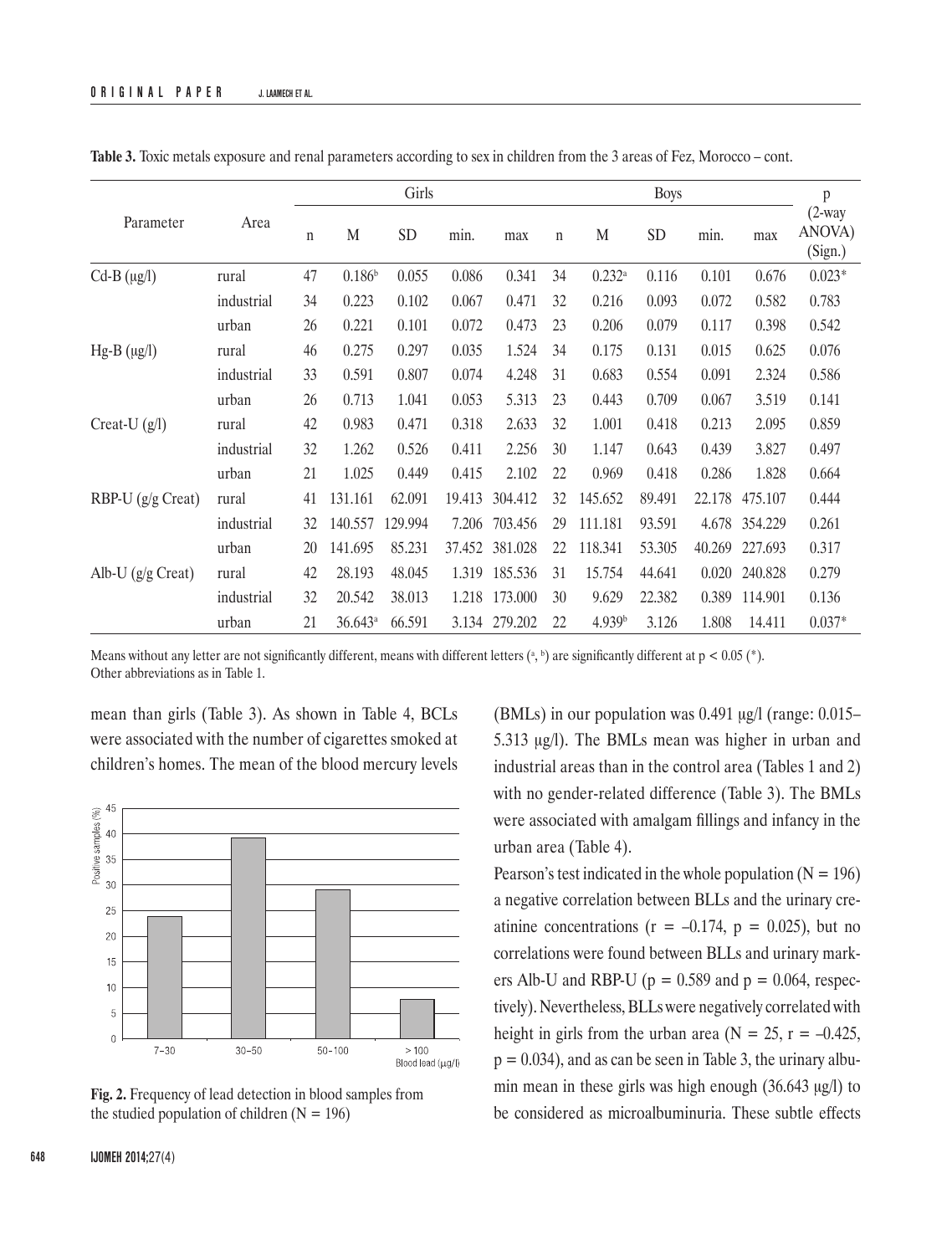**Table 3.** Toxic metals exposure and renal parameters according to sex in children from the 3 areas of Fez, Morocco – cont.

| Parameter | Area | Girls | | | | | Boys | | | | | p (2-way ANOVA) (Sign.) |
|---|---|---|---|---|---|---|---|---|---|---|---|---|
| | | n | M | SD | min. | max | n | M | SD | min. | max | |
| Cd-B (μg/l) | rural | 47 | 0.186[b] | 0.055 | 0.086 | 0.341 | 34 | 0.232[a] | 0.116 | 0.101 | 0.676 | 0.023* |
| | industrial | 34 | 0.223 | 0.102 | 0.067 | 0.471 | 32 | 0.216 | 0.093 | 0.072 | 0.582 | 0.783 |
| | urban | 26 | 0.221 | 0.101 | 0.072 | 0.473 | 23 | 0.206 | 0.079 | 0.117 | 0.398 | 0.542 |
| Hg-B (μg/l) | rural | 46 | 0.275 | 0.297 | 0.035 | 1.524 | 34 | 0.175 | 0.131 | 0.015 | 0.625 | 0.076 |
| | industrial | 33 | 0.591 | 0.807 | 0.074 | 4.248 | 31 | 0.683 | 0.554 | 0.091 | 2.324 | 0.586 |
| | urban | 26 | 0.713 | 1.041 | 0.053 | 5.313 | 23 | 0.443 | 0.709 | 0.067 | 3.519 | 0.141 |
| Creat-U (g/l) | rural | 42 | 0.983 | 0.471 | 0.318 | 2.633 | 32 | 1.001 | 0.418 | 0.213 | 2.095 | 0.859 |
| | industrial | 32 | 1.262 | 0.526 | 0.411 | 2.256 | 30 | 1.147 | 0.643 | 0.439 | 3.827 | 0.497 |
| | urban | 21 | 1.025 | 0.449 | 0.415 | 2.102 | 22 | 0.969 | 0.418 | 0.286 | 1.828 | 0.664 |
| RBP-U (g/g Creat) | rural | 41 | 131.161 | 62.091 | 19.413 | 304.412 | 32 | 145.652 | 89.491 | 22.178 | 475.107 | 0.444 |
| | industrial | 32 | 140.557 | 129.994 | 7.206 | 703.456 | 29 | 111.181 | 93.591 | 4.678 | 354.229 | 0.261 |
| | urban | 20 | 141.695 | 85.231 | 37.452 | 381.028 | 22 | 118.341 | 53.305 | 40.269 | 227.693 | 0.317 |
| Alb-U (g/g Creat) | rural | 42 | 28.193 | 48.045 | 1.319 | 185.536 | 31 | 15.754 | 44.641 | 0.020 | 240.828 | 0.279 |
| | industrial | 32 | 20.542 | 38.013 | 1.218 | 173.000 | 30 | 9.629 | 22.382 | 0.389 | 114.901 | 0.136 |
| | urban | 21 | 36.643[a] | 66.591 | 3.134 | 279.202 | 22 | 4.939[b] | 3.126 | 1.808 | 14.411 | 0.037* |

Means without any letter are not significantly different, means with different letters ([a], [b]) are significantly different at $p < 0.05$ (*).
Other abbreviations as in Table 1.

mean than girls (Table 3). As shown in Table 4, BCLs were associated with the number of cigarettes smoked at children's homes. The mean of the blood mercury levels (BMLs) in our population was 0.491 μg/l (range: 0.015–5.313 μg/l). The BMLs mean was higher in urban and industrial areas than in the control area (Tables 1 and 2) with no gender-related difference (Table 3). The BMLs were associated with amalgam fillings and infancy in the urban area (Table 4).

**Fig. 2.** Frequency of lead detection in blood samples from the studied population of children (N = 196)

Pearson's test indicated in the whole population (N = 196) a negative correlation between BLLs and the urinary creatinine concentrations ($r = -0.174$, $p = 0.025$), but no correlations were found between BLLs and urinary markers Alb-U and RBP-U ($p = 0.589$ and $p = 0.064$, respectively). Nevertheless, BLLs were negatively correlated with height in girls from the urban area ($N = 25$, $r = -0.425$, $p = 0.034$), and as can be seen in Table 3, the urinary albumin mean in these girls was high enough (36.643 μg/l) to be considered as microalbuminuria. These subtle effects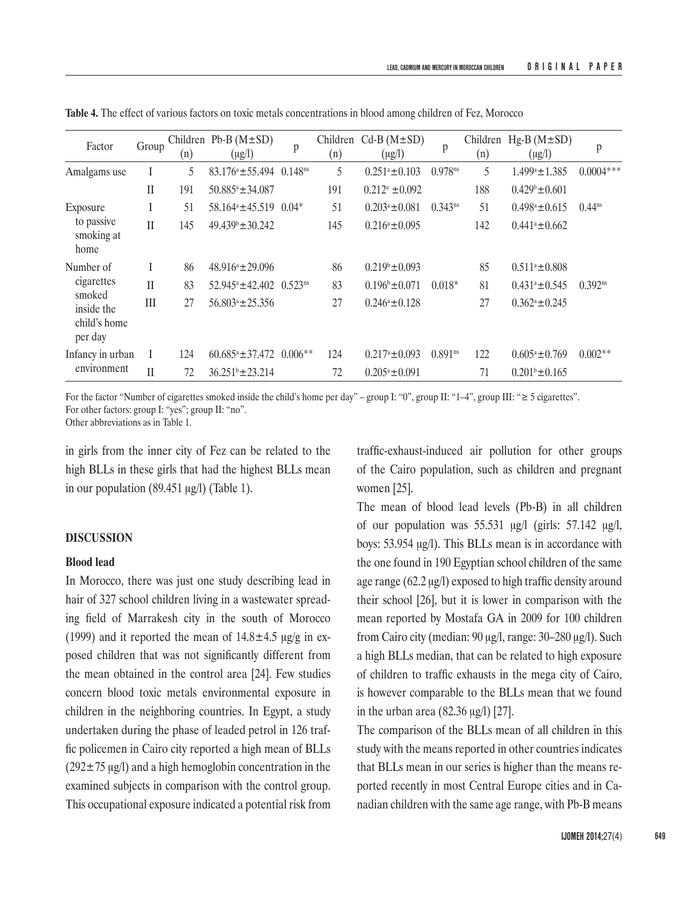**Table 4.** The effect of various factors on toxic metals concentrations in blood among children of Fez, Morocco

| Factor | Group | Children (n) | Pb-B (M±SD) (μg/l) | p | Children (n) | Cd-B (M±SD) (μg/l) | p | Children (n) | Hg-B (M±SD) (μg/l) | p |
|---|---|---|---|---|---|---|---|---|---|---|
| Amalgams use | I | 5 | $83.176^{a}±55.494$ | $0.148^{ns}$ | 5 | $0.251^{a}±0.103$ | $0.978^{ns}$ | 5 | $1.499^{a}±1.385$ | 0.0004*** |
| | II | 191 | $50.885^{a}±34.087$ | | 191 | $0.212^{a}±0.092$ | | 188 | $0.429^{b}±0.601$ | |
| Exposure to passive smoking at home | I | 51 | $58.164^{a}±45.519$ | 0.04* | 51 | $0.203^{a}±0.081$ | $0.343^{ns}$ | 51 | $0.498^{a}±0.615$ | $0.44^{ns}$ |
| | II | 145 | $49.439^{b}±30.242$ | | 145 | $0.216^{a}±0.095$ | | 142 | $0.441^{a}±0.662$ | |
| Number of cigarettes smoked inside the child's home per day | I | 86 | $48.916^{a}±29.096$ | | 86 | $0.219^{b}±0.093$ | | 85 | $0.511^{a}±0.808$ | |
| | II | 83 | $52.945^{a}±42.402$ | $0.523^{ns}$ | 83 | $0.196^{b}±0.071$ | 0.018* | 81 | $0.431^{a}±0.545$ | $0.392^{ns}$ |
| | III | 27 | $56.803^{a}±25.356$ | | 27 | $0.246^{a}±0.128$ | | 27 | $0.362^{a}±0.245$ | |
| Infancy in urban environment | I | 124 | $60.685^{a}±37.472$ | 0.006** | 124 | $0.217^{a}±0.093$ | $0.891^{ns}$ | 122 | $0.605^{a}±0.769$ | 0.002** |
| | II | 72 | $36.251^{b}±23.214$ | | 72 | $0.205^{a}±0.091$ | | 71 | $0.201^{b}±0.165$ | |

For the factor "Number of cigarettes smoked inside the child's home per day" – group I: "0", group II: "1–4", group III: "≥ 5 cigarettes".
For other factors: group I: "yes"; group II: "no".
Other abbreviations as in Table 1.

in girls from the inner city of Fez can be related to the high BLLs in these girls that had the highest BLLs mean in our population (89.451 μg/l) (Table 1).

## DISCUSSION

### Blood lead

In Morocco, there was just one study describing lead in hair of 327 school children living in a wastewater spreading field of Marrakesh city in the south of Morocco (1999) and it reported the mean of 14.8±4.5 μg/g in exposed children that was not significantly different from the mean obtained in the control area [24]. Few studies concern blood toxic metals environmental exposure in children in the neighboring countries. In Egypt, a study undertaken during the phase of leaded petrol in 126 traffic policemen in Cairo city reported a high mean of BLLs (292±75 μg/l) and a high hemoglobin concentration in the examined subjects in comparison with the control group. This occupational exposure indicated a potential risk from traffic-exhaust-induced air pollution for other groups of the Cairo population, such as children and pregnant women [25].

The mean of blood lead levels (Pb-B) in all children of our population was 55.531 μg/l (girls: 57.142 μg/l, boys: 53.954 μg/l). This BLLs mean is in accordance with the one found in 190 Egyptian school children of the same age range (62.2 μg/l) exposed to high traffic density around their school [26], but it is lower in comparison with the mean reported by Mostafa GA in 2009 for 100 children from Cairo city (median: 90 μg/l, range: 30–280 μg/l). Such a high BLLs median, that can be related to high exposure of children to traffic exhausts in the mega city of Cairo, is however comparable to the BLLs mean that we found in the urban area (82.36 μg/l) [27].

The comparison of the BLLs mean of all children in this study with the means reported in other countries indicates that BLLs mean in our series is higher than the means reported recently in most Central Europe cities and in Canadian children with the same age range, with Pb-B means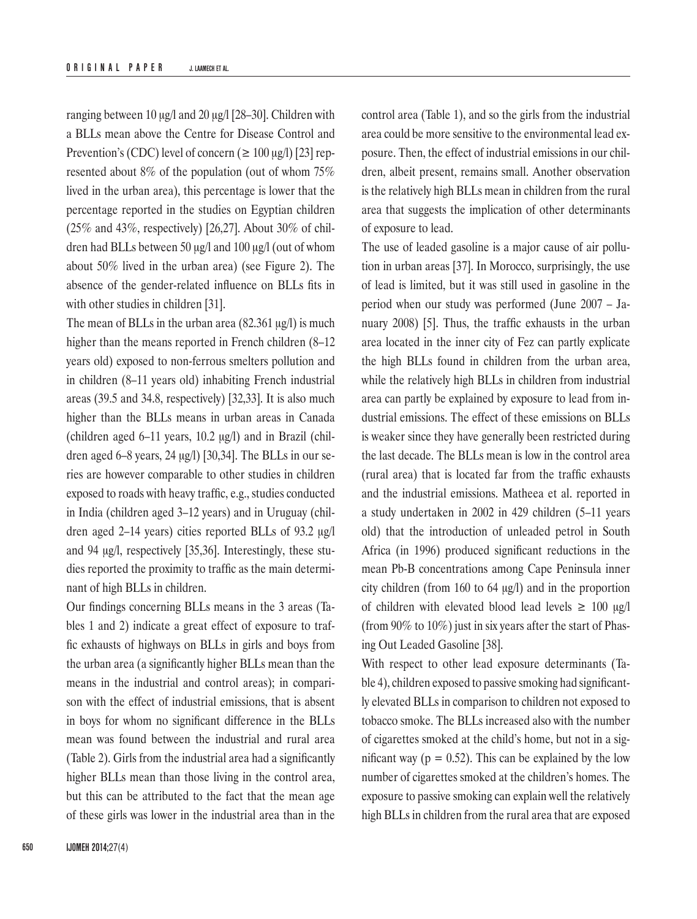ranging between 10 μg/l and 20 μg/l [28–30]. Children with a BLLs mean above the Centre for Disease Control and Prevention's (CDC) level of concern (≥ 100 μg/l) [23] represented about 8% of the population (out of whom 75% lived in the urban area), this percentage is lower that the percentage reported in the studies on Egyptian children (25% and 43%, respectively) [26,27]. About 30% of children had BLLs between 50 μg/l and 100 μg/l (out of whom about 50% lived in the urban area) (see Figure 2). The absence of the gender-related influence on BLLs fits in with other studies in children [31].

The mean of BLLs in the urban area (82.361 μg/l) is much higher than the means reported in French children (8–12 years old) exposed to non-ferrous smelters pollution and in children (8–11 years old) inhabiting French industrial areas (39.5 and 34.8, respectively) [32,33]. It is also much higher than the BLLs means in urban areas in Canada (children aged 6–11 years, 10.2 μg/l) and in Brazil (children aged 6–8 years, 24 μg/l) [30,34]. The BLLs in our series are however comparable to other studies in children exposed to roads with heavy traffic, e.g., studies conducted in India (children aged 3–12 years) and in Uruguay (children aged 2–14 years) cities reported BLLs of 93.2 μg/l and 94 μg/l, respectively [35,36]. Interestingly, these studies reported the proximity to traffic as the main determinant of high BLLs in children.

Our findings concerning BLLs means in the 3 areas (Tables 1 and 2) indicate a great effect of exposure to traffic exhausts of highways on BLLs in girls and boys from the urban area (a significantly higher BLLs mean than the means in the industrial and control areas); in comparison with the effect of industrial emissions, that is absent in boys for whom no significant difference in the BLLs mean was found between the industrial and rural area (Table 2). Girls from the industrial area had a significantly higher BLLs mean than those living in the control area, but this can be attributed to the fact that the mean age of these girls was lower in the industrial area than in the control area (Table 1), and so the girls from the industrial area could be more sensitive to the environmental lead exposure. Then, the effect of industrial emissions in our children, albeit present, remains small. Another observation is the relatively high BLLs mean in children from the rural area that suggests the implication of other determinants of exposure to lead.

The use of leaded gasoline is a major cause of air pollution in urban areas [37]. In Morocco, surprisingly, the use of lead is limited, but it was still used in gasoline in the period when our study was performed (June 2007 – January 2008) [5]. Thus, the traffic exhausts in the urban area located in the inner city of Fez can partly explicate the high BLLs found in children from the urban area, while the relatively high BLLs in children from industrial area can partly be explained by exposure to lead from industrial emissions. The effect of these emissions on BLLs is weaker since they have generally been restricted during the last decade. The BLLs mean is low in the control area (rural area) that is located far from the traffic exhausts and the industrial emissions. Matheea et al. reported in a study undertaken in 2002 in 429 children (5–11 years old) that the introduction of unleaded petrol in South Africa (in 1996) produced significant reductions in the mean Pb-B concentrations among Cape Peninsula inner city children (from 160 to 64 μg/l) and in the proportion of children with elevated blood lead levels ≥ 100 μg/l (from 90% to 10%) just in six years after the start of Phasing Out Leaded Gasoline [38].

With respect to other lead exposure determinants (Table 4), children exposed to passive smoking had significantly elevated BLLs in comparison to children not exposed to tobacco smoke. The BLLs increased also with the number of cigarettes smoked at the child's home, but not in a significant way ($p = 0.52$). This can be explained by the low number of cigarettes smoked at the children's homes. The exposure to passive smoking can explain well the relatively high BLLs in children from the rural area that are exposed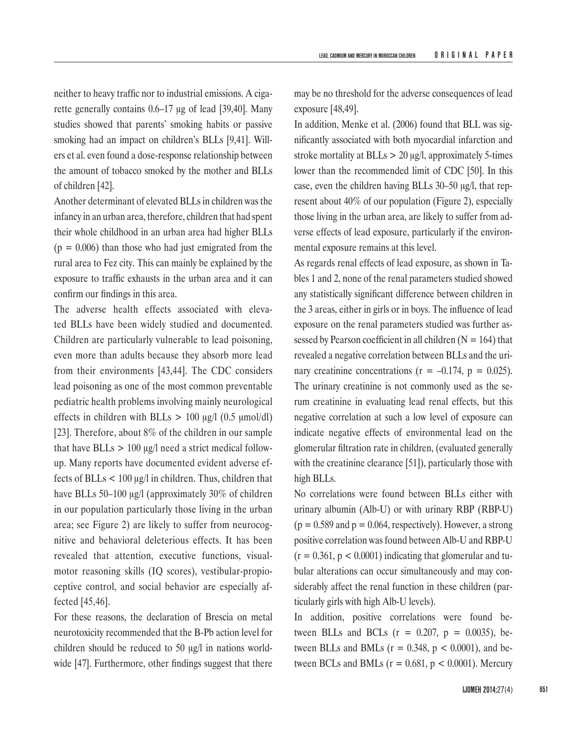neither to heavy traffic nor to industrial emissions. A cigarette generally contains 0.6–17 μg of lead [39,40]. Many studies showed that parents' smoking habits or passive smoking had an impact on children's BLLs [9,41]. Willers et al. even found a dose-response relationship between the amount of tobacco smoked by the mother and BLLs of children [42].

Another determinant of elevated BLLs in children was the infancy in an urban area, therefore, children that had spent their whole childhood in an urban area had higher BLLs ($p = 0.006$) than those who had just emigrated from the rural area to Fez city. This can mainly be explained by the exposure to traffic exhausts in the urban area and it can confirm our findings in this area.

The adverse health effects associated with elevated BLLs have been widely studied and documented. Children are particularly vulnerable to lead poisoning, even more than adults because they absorb more lead from their environments [43,44]. The CDC considers lead poisoning as one of the most common preventable pediatric health problems involving mainly neurological effects in children with BLLs > 100 μg/l (0.5 μmol/dl) [23]. Therefore, about 8% of the children in our sample that have BLLs > 100 μg/l need a strict medical follow-up. Many reports have documented evident adverse effects of BLLs < 100 μg/l in children. Thus, children that have BLLs 50–100 μg/l (approximately 30% of children in our population particularly those living in the urban area; see Figure 2) are likely to suffer from neurocognitive and behavioral deleterious effects. It has been revealed that attention, executive functions, visual-motor reasoning skills (IQ scores), vestibular-proprioceptive control, and social behavior are especially affected [45,46].

For these reasons, the declaration of Brescia on metal neurotoxicity recommended that the B-Pb action level for children should be reduced to 50 μg/l in nations worldwide [47]. Furthermore, other findings suggest that there may be no threshold for the adverse consequences of lead exposure [48,49].

In addition, Menke et al. (2006) found that BLL was significantly associated with both myocardial infarction and stroke mortality at BLLs > 20 μg/l, approximately 5-times lower than the recommended limit of CDC [50]. In this case, even the children having BLLs 30–50 μg/l, that represent about 40% of our population (Figure 2), especially those living in the urban area, are likely to suffer from adverse effects of lead exposure, particularly if the environmental exposure remains at this level.

As regards renal effects of lead exposure, as shown in Tables 1 and 2, none of the renal parameters studied showed any statistically significant difference between children in the 3 areas, either in girls or in boys. The influence of lead exposure on the renal parameters studied was further assessed by Pearson coefficient in all children ($N = 164$) that revealed a negative correlation between BLLs and the urinary creatinine concentrations ($r = -0.174$, $p = 0.025$). The urinary creatinine is not commonly used as the serum creatinine in evaluating lead renal effects, but this negative correlation at such a low level of exposure can indicate negative effects of environmental lead on the glomerular filtration rate in children, (evaluated generally with the creatinine clearance [51]), particularly those with high BLLs.

No correlations were found between BLLs either with urinary albumin (Alb-U) or with urinary RBP (RBP-U) ($p = 0.589$ and $p = 0.064$, respectively). However, a strong positive correlation was found between Alb-U and RBP-U ($r = 0.361$, $p < 0.0001$) indicating that glomerular and tubular alterations can occur simultaneously and may considerably affect the renal function in these children (particularly girls with high Alb-U levels).

In addition, positive correlations were found between BLLs and BCLs ($r = 0.207$, $p = 0.0035$), between BLLs and BMLs ($r = 0.348$, $p < 0.0001$), and between BCLs and BMLs ($r = 0.681$, $p < 0.0001$). Mercury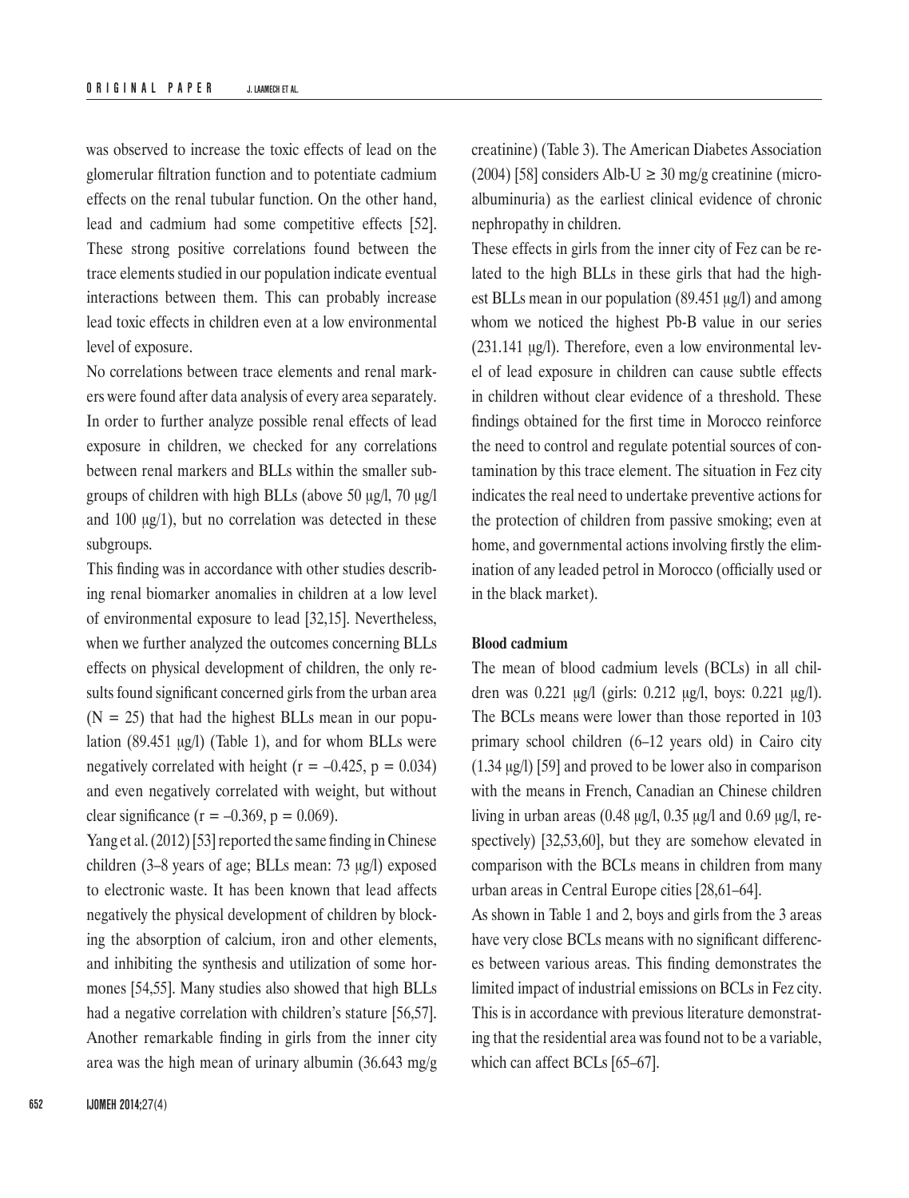was observed to increase the toxic effects of lead on the glomerular filtration function and to potentiate cadmium effects on the renal tubular function. On the other hand, lead and cadmium had some competitive effects [52]. These strong positive correlations found between the trace elements studied in our population indicate eventual interactions between them. This can probably increase lead toxic effects in children even at a low environmental level of exposure.

No correlations between trace elements and renal markers were found after data analysis of every area separately. In order to further analyze possible renal effects of lead exposure in children, we checked for any correlations between renal markers and BLLs within the smaller subgroups of children with high BLLs (above 50 μg/l, 70 μg/l and 100 μg/1), but no correlation was detected in these subgroups.

This finding was in accordance with other studies describing renal biomarker anomalies in children at a low level of environmental exposure to lead [32,15]. Nevertheless, when we further analyzed the outcomes concerning BLLs effects on physical development of children, the only results found significant concerned girls from the urban area ($N = 25$) that had the highest BLLs mean in our population (89.451 μg/l) (Table 1), and for whom BLLs were negatively correlated with height ($r = –0.425$, $p = 0.034$) and even negatively correlated with weight, but without clear significance ($r = –0.369$, $p = 0.069$).

Yang et al. (2012) [53] reported the same finding in Chinese children (3–8 years of age; BLLs mean: 73 μg/l) exposed to electronic waste. It has been known that lead affects negatively the physical development of children by blocking the absorption of calcium, iron and other elements, and inhibiting the synthesis and utilization of some hormones [54,55]. Many studies also showed that high BLLs had a negative correlation with children's stature [56,57]. Another remarkable finding in girls from the inner city area was the high mean of urinary albumin (36.643 mg/g creatinine) (Table 3). The American Diabetes Association (2004) [58] considers Alb-U ≥ 30 mg/g creatinine (microalbuminuria) as the earliest clinical evidence of chronic nephropathy in children.

These effects in girls from the inner city of Fez can be related to the high BLLs in these girls that had the highest BLLs mean in our population (89.451 μg/l) and among whom we noticed the highest Pb-B value in our series (231.141 μg/l). Therefore, even a low environmental level of lead exposure in children can cause subtle effects in children without clear evidence of a threshold. These findings obtained for the first time in Morocco reinforce the need to control and regulate potential sources of contamination by this trace element. The situation in Fez city indicates the real need to undertake preventive actions for the protection of children from passive smoking; even at home, and governmental actions involving firstly the elimination of any leaded petrol in Morocco (officially used or in the black market).

**Blood cadmium**

The mean of blood cadmium levels (BCLs) in all children was 0.221 μg/l (girls: 0.212 μg/l, boys: 0.221 μg/l). The BCLs means were lower than those reported in 103 primary school children (6–12 years old) in Cairo city (1.34 μg/l) [59] and proved to be lower also in comparison with the means in French, Canadian an Chinese children living in urban areas (0.48 μg/l, 0.35 μg/l and 0.69 μg/l, respectively) [32,53,60], but they are somehow elevated in comparison with the BCLs means in children from many urban areas in Central Europe cities [28,61–64].

As shown in Table 1 and 2, boys and girls from the 3 areas have very close BCLs means with no significant differences between various areas. This finding demonstrates the limited impact of industrial emissions on BCLs in Fez city. This is in accordance with previous literature demonstrating that the residential area was found not to be a variable, which can affect BCLs [65–67].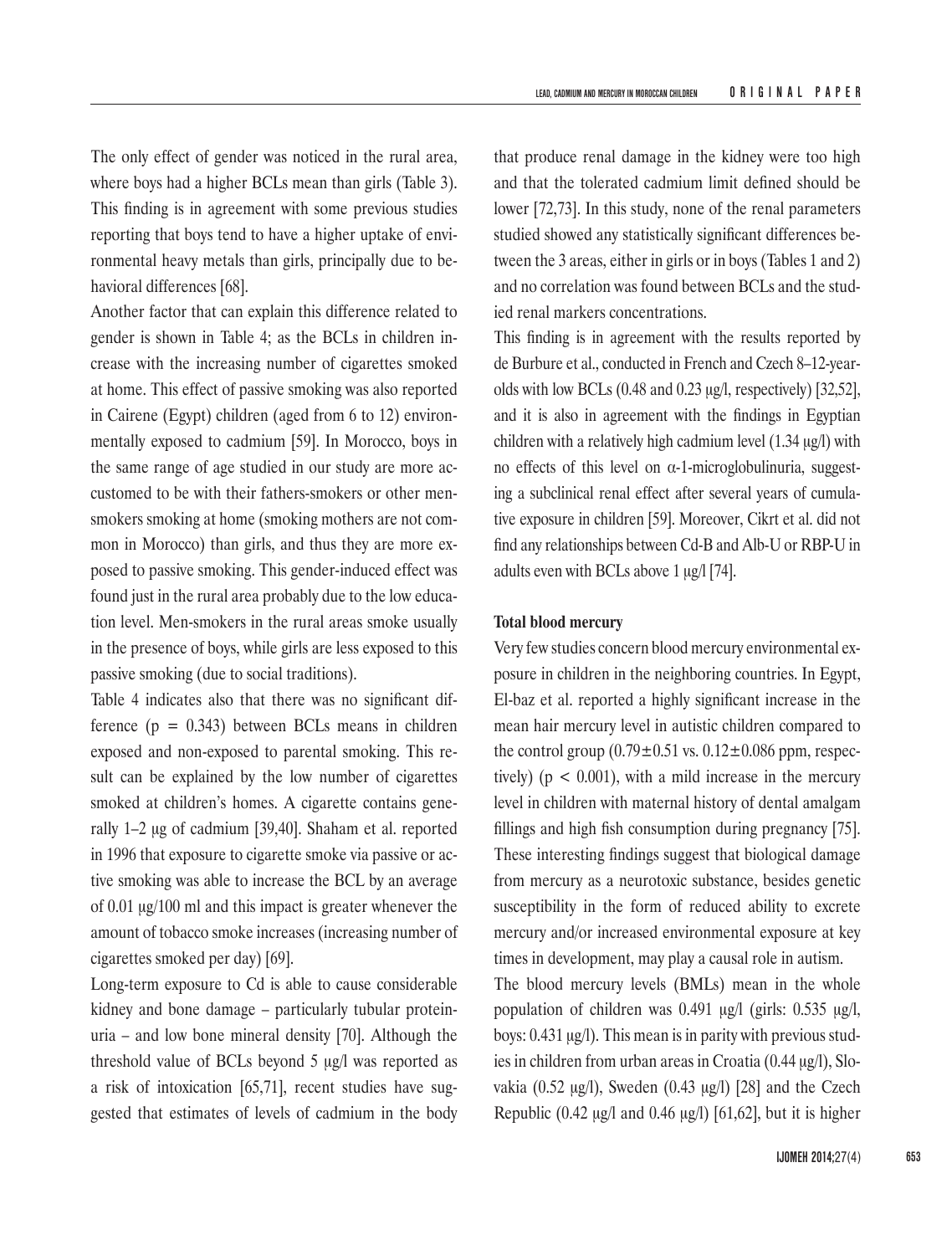The only effect of gender was noticed in the rural area, where boys had a higher BCLs mean than girls (Table 3). This finding is in agreement with some previous studies reporting that boys tend to have a higher uptake of environmental heavy metals than girls, principally due to behavioral differences [68].

Another factor that can explain this difference related to gender is shown in Table 4; as the BCLs in children increase with the increasing number of cigarettes smoked at home. This effect of passive smoking was also reported in Cairene (Egypt) children (aged from 6 to 12) environmentally exposed to cadmium [59]. In Morocco, boys in the same range of age studied in our study are more accustomed to be with their fathers-smokers or other men-smokers smoking at home (smoking mothers are not common in Morocco) than girls, and thus they are more exposed to passive smoking. This gender-induced effect was found just in the rural area probably due to the low education level. Men-smokers in the rural areas smoke usually in the presence of boys, while girls are less exposed to this passive smoking (due to social traditions).

Table 4 indicates also that there was no significant difference ($p = 0.343$) between BCLs means in children exposed and non-exposed to parental smoking. This result can be explained by the low number of cigarettes smoked at children's homes. A cigarette contains generally 1–2 μg of cadmium [39,40]. Shaham et al. reported in 1996 that exposure to cigarette smoke via passive or active smoking was able to increase the BCL by an average of 0.01 μg/100 ml and this impact is greater whenever the amount of tobacco smoke increases (increasing number of cigarettes smoked per day) [69].

Long-term exposure to Cd is able to cause considerable kidney and bone damage – particularly tubular proteinuria – and low bone mineral density [70]. Although the threshold value of BCLs beyond 5 μg/l was reported as a risk of intoxication [65,71], recent studies have suggested that estimates of levels of cadmium in the body that produce renal damage in the kidney were too high and that the tolerated cadmium limit defined should be lower [72,73]. In this study, none of the renal parameters studied showed any statistically significant differences between the 3 areas, either in girls or in boys (Tables 1 and 2) and no correlation was found between BCLs and the studied renal markers concentrations.

This finding is in agreement with the results reported by de Burbure et al., conducted in French and Czech 8–12-year-olds with low BCLs (0.48 and 0.23 μg/l, respectively) [32,52], and it is also in agreement with the findings in Egyptian children with a relatively high cadmium level (1.34 μg/l) with no effects of this level on α-1-microglobulinuria, suggesting a subclinical renal effect after several years of cumulative exposure in children [59]. Moreover, Cikrt et al. did not find any relationships between Cd-B and Alb-U or RBP-U in adults even with BCLs above 1 μg/l [74].

**Total blood mercury**

Very few studies concern blood mercury environmental exposure in children in the neighboring countries. In Egypt, El-baz et al. reported a highly significant increase in the mean hair mercury level in autistic children compared to the control group ($0.79 \pm 0.51$ vs. $0.12 \pm 0.086$ ppm, respectively) ($p < 0.001$), with a mild increase in the mercury level in children with maternal history of dental amalgam fillings and high fish consumption during pregnancy [75]. These interesting findings suggest that biological damage from mercury as a neurotoxic substance, besides genetic susceptibility in the form of reduced ability to excrete mercury and/or increased environmental exposure at key times in development, may play a causal role in autism.

The blood mercury levels (BMLs) mean in the whole population of children was 0.491 μg/l (girls: 0.535 μg/l, boys: 0.431 μg/l). This mean is in parity with previous studies in children from urban areas in Croatia (0.44 μg/l), Slovakia (0.52 μg/l), Sweden (0.43 μg/l) [28] and the Czech Republic (0.42 μg/l and 0.46 μg/l) [61,62], but it is higher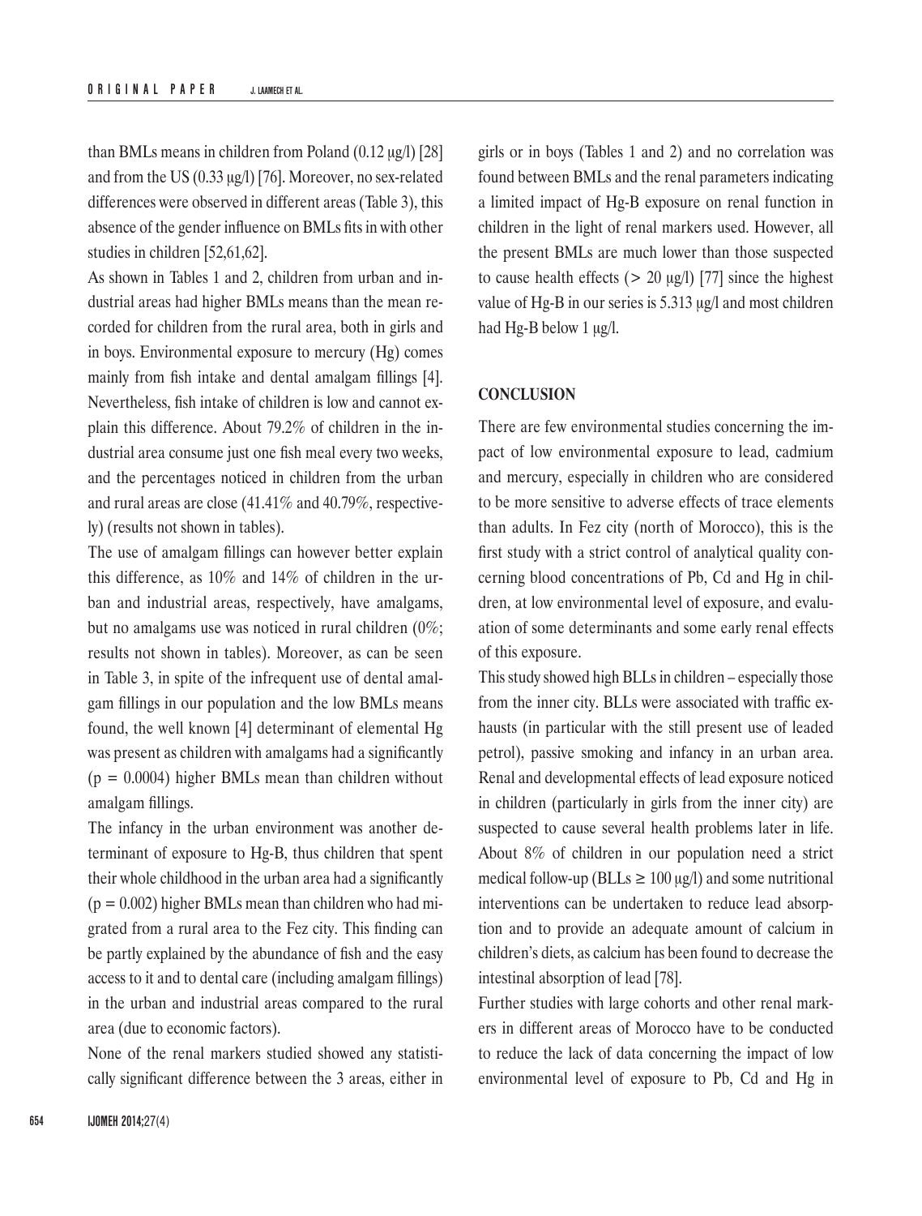than BMLs means in children from Poland (0.12 μg/l) [28] and from the US (0.33 μg/l) [76]. Moreover, no sex-related differences were observed in different areas (Table 3), this absence of the gender influence on BMLs fits in with other studies in children [52,61,62].

As shown in Tables 1 and 2, children from urban and industrial areas had higher BMLs means than the mean recorded for children from the rural area, both in girls and in boys. Environmental exposure to mercury (Hg) comes mainly from fish intake and dental amalgam fillings [4]. Nevertheless, fish intake of children is low and cannot explain this difference. About 79.2% of children in the industrial area consume just one fish meal every two weeks, and the percentages noticed in children from the urban and rural areas are close (41.41% and 40.79%, respectively) (results not shown in tables).

The use of amalgam fillings can however better explain this difference, as 10% and 14% of children in the urban and industrial areas, respectively, have amalgams, but no amalgams use was noticed in rural children (0%; results not shown in tables). Moreover, as can be seen in Table 3, in spite of the infrequent use of dental amalgam fillings in our population and the low BMLs means found, the well known [4] determinant of elemental Hg was present as children with amalgams had a significantly ($p = 0.0004$) higher BMLs mean than children without amalgam fillings.

The infancy in the urban environment was another determinant of exposure to Hg-B, thus children that spent their whole childhood in the urban area had a significantly ($p = 0.002$) higher BMLs mean than children who had migrated from a rural area to the Fez city. This finding can be partly explained by the abundance of fish and the easy access to it and to dental care (including amalgam fillings) in the urban and industrial areas compared to the rural area (due to economic factors).

None of the renal markers studied showed any statistically significant difference between the 3 areas, either in girls or in boys (Tables 1 and 2) and no correlation was found between BMLs and the renal parameters indicating a limited impact of Hg-B exposure on renal function in children in the light of renal markers used. However, all the present BMLs are much lower than those suspected to cause health effects (> 20 μg/l) [77] since the highest value of Hg-B in our series is 5.313 μg/l and most children had Hg-B below 1 μg/l.

## CONCLUSION

There are few environmental studies concerning the impact of low environmental exposure to lead, cadmium and mercury, especially in children who are considered to be more sensitive to adverse effects of trace elements than adults. In Fez city (north of Morocco), this is the first study with a strict control of analytical quality concerning blood concentrations of Pb, Cd and Hg in children, at low environmental level of exposure, and evaluation of some determinants and some early renal effects of this exposure.

This study showed high BLLs in children – especially those from the inner city. BLLs were associated with traffic exhausts (in particular with the still present use of leaded petrol), passive smoking and infancy in an urban area. Renal and developmental effects of lead exposure noticed in children (particularly in girls from the inner city) are suspected to cause several health problems later in life. About 8% of children in our population need a strict medical follow-up (BLLs ≥ 100 μg/l) and some nutritional interventions can be undertaken to reduce lead absorption and to provide an adequate amount of calcium in children's diets, as calcium has been found to decrease the intestinal absorption of lead [78].

Further studies with large cohorts and other renal markers in different areas of Morocco have to be conducted to reduce the lack of data concerning the impact of low environmental level of exposure to Pb, Cd and Hg in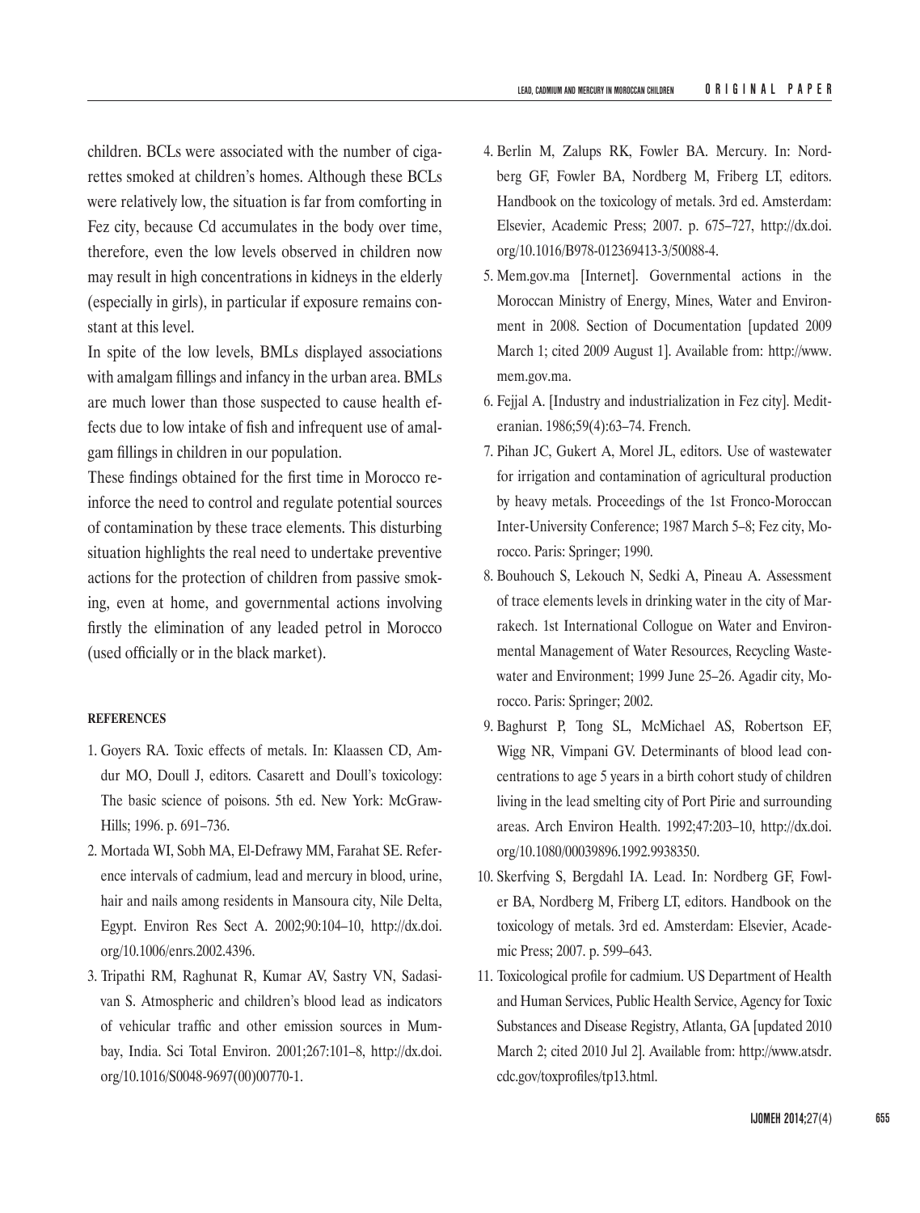children. BCLs were associated with the number of cigarettes smoked at children's homes. Although these BCLs were relatively low, the situation is far from comforting in Fez city, because Cd accumulates in the body over time, therefore, even the low levels observed in children now may result in high concentrations in kidneys in the elderly (especially in girls), in particular if exposure remains constant at this level.

In spite of the low levels, BMLs displayed associations with amalgam fillings and infancy in the urban area. BMLs are much lower than those suspected to cause health effects due to low intake of fish and infrequent use of amalgam fillings in children in our population.

These findings obtained for the first time in Morocco reinforce the need to control and regulate potential sources of contamination by these trace elements. This disturbing situation highlights the real need to undertake preventive actions for the protection of children from passive smoking, even at home, and governmental actions involving firstly the elimination of any leaded petrol in Morocco (used officially or in the black market).

#### REFERENCES

1. Goyers RA. Toxic effects of metals. In: Klaassen CD, Amdur MO, Doull J, editors. Casarett and Doull's toxicology: The basic science of poisons. 5th ed. New York: McGraw-Hills; 1996. p. 691–736.
2. Mortada WI, Sobh MA, El-Defrawy MM, Farahat SE. Reference intervals of cadmium, lead and mercury in blood, urine, hair and nails among residents in Mansoura city, Nile Delta, Egypt. Environ Res Sect A. 2002;90:104–10, http://dx.doi.org/10.1006/enrs.2002.4396.
3. Tripathi RM, Raghunat R, Kumar AV, Sastry VN, Sadasivan S. Atmospheric and children's blood lead as indicators of vehicular traffic and other emission sources in Mumbay, India. Sci Total Environ. 2001;267:101–8, http://dx.doi.org/10.1016/S0048-9697(00)00770-1.
4. Berlin M, Zalups RK, Fowler BA. Mercury. In: Nordberg GF, Fowler BA, Nordberg M, Friberg LT, editors. Handbook on the toxicology of metals. 3rd ed. Amsterdam: Elsevier, Academic Press; 2007. p. 675–727, http://dx.doi.org/10.1016/B978-012369413-3/50088-4.
5. Mem.gov.ma [Internet]. Governmental actions in the Moroccan Ministry of Energy, Mines, Water and Environment in 2008. Section of Documentation [updated 2009 March 1; cited 2009 August 1]. Available from: http://www.mem.gov.ma.
6. Fejjal A. [Industry and industrialization in Fez city]. Mediteranian. 1986;59(4):63–74. French.
7. Pihan JC, Gukert A, Morel JL, editors. Use of wastewater for irrigation and contamination of agricultural production by heavy metals. Proceedings of the 1st Fronco-Moroccan Inter-University Conference; 1987 March 5–8; Fez city, Morocco. Paris: Springer; 1990.
8. Bouhouch S, Lekouch N, Sedki A, Pineau A. Assessment of trace elements levels in drinking water in the city of Marrakech. 1st International Collogue on Water and Environmental Management of Water Resources, Recycling Wastewater and Environment; 1999 June 25–26. Agadir city, Morocco. Paris: Springer; 2002.
9. Baghurst P, Tong SL, McMichael AS, Robertson EF, Wigg NR, Vimpani GV. Determinants of blood lead concentrations to age 5 years in a birth cohort study of children living in the lead smelting city of Port Pirie and surrounding areas. Arch Environ Health. 1992;47:203–10, http://dx.doi.org/10.1080/00039896.1992.9938350.
10. Skerfving S, Bergdahl IA. Lead. In: Nordberg GF, Fowler BA, Nordberg M, Friberg LT, editors. Handbook on the toxicology of metals. 3rd ed. Amsterdam: Elsevier, Academic Press; 2007. p. 599–643.
11. Toxicological profile for cadmium. US Department of Health and Human Services, Public Health Service, Agency for Toxic Substances and Disease Registry, Atlanta, GA [updated 2010 March 2; cited 2010 Jul 2]. Available from: http://www.atsdr.cdc.gov/toxprofiles/tp13.html.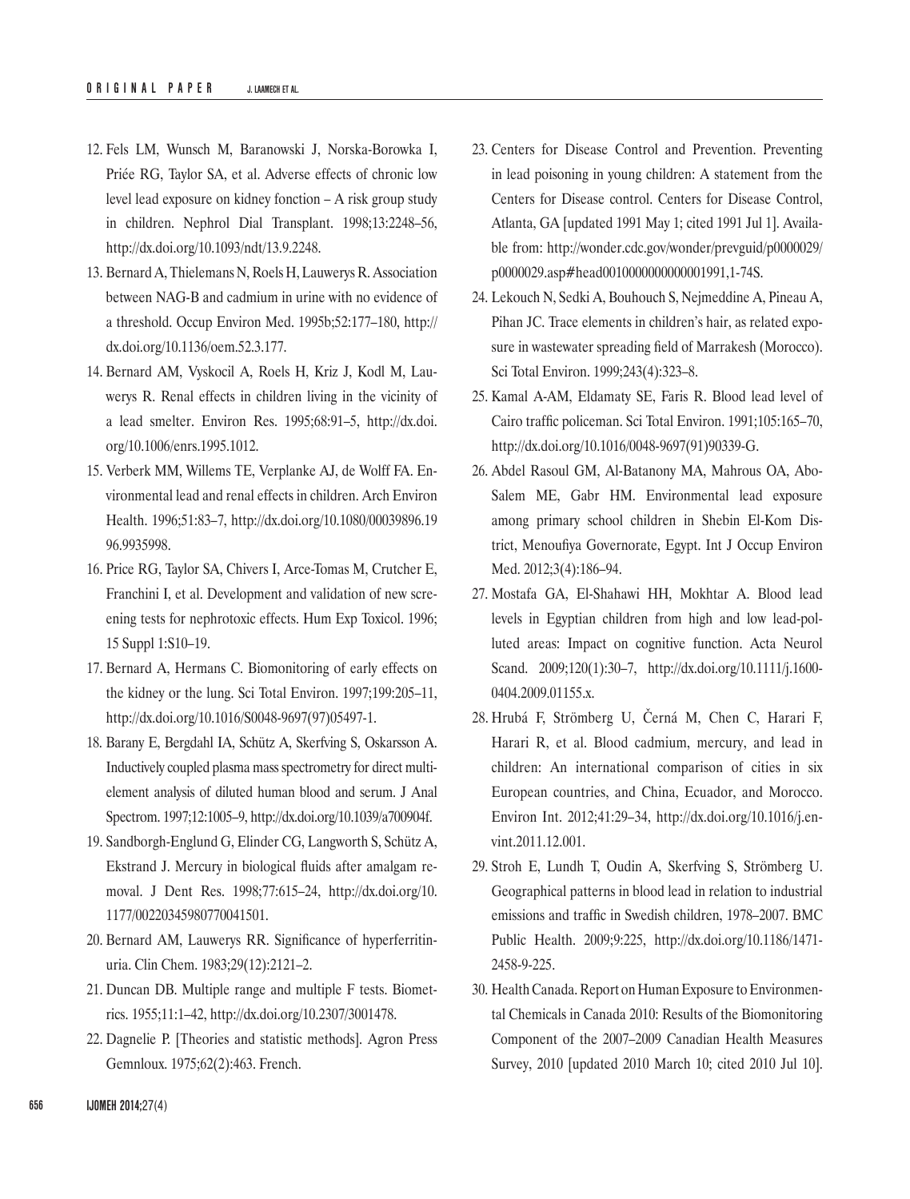12. Fels LM, Wunsch M, Baranowski J, Norska-Borowka I, Priée RG, Taylor SA, et al. Adverse effects of chronic low level lead exposure on kidney fonction – A risk group study in children. Nephrol Dial Transplant. 1998;13:2248–56, http://dx.doi.org/10.1093/ndt/13.9.2248.
13. Bernard A, Thielemans N, Roels H, Lauwerys R. Association between NAG-B and cadmium in urine with no evidence of a threshold. Occup Environ Med. 1995b;52:177–180, http://dx.doi.org/10.1136/oem.52.3.177.
14. Bernard AM, Vyskocil A, Roels H, Kriz J, Kodl M, Lauwerys R. Renal effects in children living in the vicinity of a lead smelter. Environ Res. 1995;68:91–5, http://dx.doi.org/10.1006/enrs.1995.1012.
15. Verberk MM, Willems TE, Verplanke AJ, de Wolff FA. Environmental lead and renal effects in children. Arch Environ Health. 1996;51:83–7, http://dx.doi.org/10.1080/00039896.1996.9935998.
16. Price RG, Taylor SA, Chivers I, Arce-Tomas M, Crutcher E, Franchini I, et al. Development and validation of new screening tests for nephrotoxic effects. Hum Exp Toxicol. 1996; 15 Suppl 1:S10–19.
17. Bernard A, Hermans C. Biomonitoring of early effects on the kidney or the lung. Sci Total Environ. 1997;199:205–11, http://dx.doi.org/10.1016/S0048-9697(97)05497-1.
18. Barany E, Bergdahl IA, Schütz A, Skerfving S, Oskarsson A. Inductively coupled plasma mass spectrometry for direct multielement analysis of diluted human blood and serum. J Anal Spectrom. 1997;12:1005–9, http://dx.doi.org/10.1039/a700904f.
19. Sandborgh-Englund G, Elinder CG, Langworth S, Schütz A, Ekstrand J. Mercury in biological fluids after amalgam removal. J Dent Res. 1998;77:615–24, http://dx.doi.org/10.1177/00220345980770041501.
20. Bernard AM, Lauwerys RR. Significance of hyperferritinuria. Clin Chem. 1983;29(12):2121–2.
21. Duncan DB. Multiple range and multiple F tests. Biometrics. 1955;11:1–42, http://dx.doi.org/10.2307/3001478.
22. Dagnelie P. [Theories and statistic methods]. Agron Press Gemnloux. 1975;62(2):463. French.
23. Centers for Disease Control and Prevention. Preventing in lead poisoning in young children: A statement from the Centers for Disease control. Centers for Disease Control, Atlanta, GA [updated 1991 May 1; cited 1991 Jul 1]. Available from: http://wonder.cdc.gov/wonder/prevguid/p0000029/p0000029.asp#head0010000000000001991,1-74S.
24. Lekouch N, Sedki A, Bouhouch S, Nejmeddine A, Pineau A, Pihan JC. Trace elements in children's hair, as related exposure in wastewater spreading field of Marrakesh (Morocco). Sci Total Environ. 1999;243(4):323–8.
25. Kamal A-AM, Eldamaty SE, Faris R. Blood lead level of Cairo traffic policeman. Sci Total Environ. 1991;105:165–70, http://dx.doi.org/10.1016/0048-9697(91)90339-G.
26. Abdel Rasoul GM, Al-Batanony MA, Mahrous OA, Abo-Salem ME, Gabr HM. Environmental lead exposure among primary school children in Shebin El-Kom District, Menoufiya Governorate, Egypt. Int J Occup Environ Med. 2012;3(4):186–94.
27. Mostafa GA, El-Shahawi HH, Mokhtar A. Blood lead levels in Egyptian children from high and low lead-polluted areas: Impact on cognitive function. Acta Neurol Scand. 2009;120(1):30–7, http://dx.doi.org/10.1111/j.1600-0404.2009.01155.x.
28. Hrubá F, Strömberg U, Černá M, Chen C, Harari F, Harari R, et al. Blood cadmium, mercury, and lead in children: An international comparison of cities in six European countries, and China, Ecuador, and Morocco. Environ Int. 2012;41:29–34, http://dx.doi.org/10.1016/j.envint.2011.12.001.
29. Stroh E, Lundh T, Oudin A, Skerfving S, Strömberg U. Geographical patterns in blood lead in relation to industrial emissions and traffic in Swedish children, 1978–2007. BMC Public Health. 2009;9:225, http://dx.doi.org/10.1186/1471-2458-9-225.
30. Health Canada. Report on Human Exposure to Environmental Chemicals in Canada 2010: Results of the Biomonitoring Component of the 2007–2009 Canadian Health Measures Survey, 2010 [updated 2010 March 10; cited 2010 Jul 10].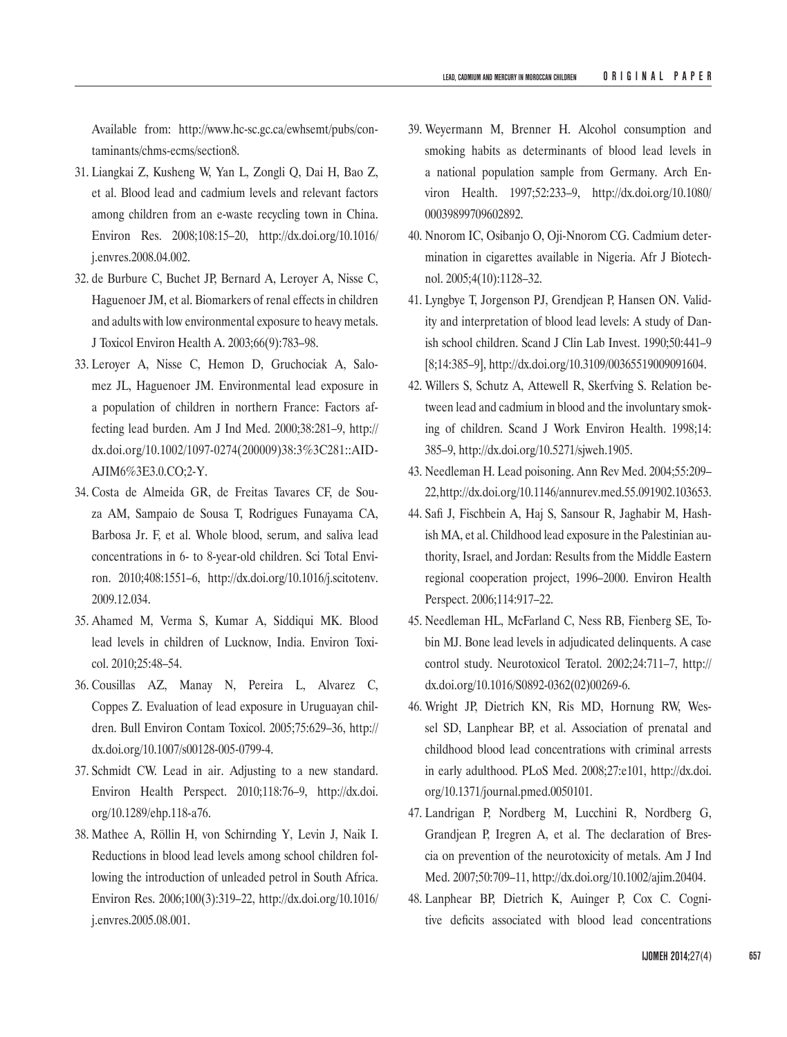Available from: http://www.hc-sc.gc.ca/ewhsemt/pubs/contaminants/chms-ecms/section8.

31. Liangkai Z, Kusheng W, Yan L, Zongli Q, Dai H, Bao Z, et al. Blood lead and cadmium levels and relevant factors among children from an e-waste recycling town in China. Environ Res. 2008;108:15–20, http://dx.doi.org/10.1016/j.envres.2008.04.002.
32. de Burbure C, Buchet JP, Bernard A, Leroyer A, Nisse C, Haguenoer JM, et al. Biomarkers of renal effects in children and adults with low environmental exposure to heavy metals. J Toxicol Environ Health A. 2003;66(9):783–98.
33. Leroyer A, Nisse C, Hemon D, Gruchociak A, Salomez JL, Haguenoer JM. Environmental lead exposure in a population of children in northern France: Factors affecting lead burden. Am J Ind Med. 2000;38:281–9, http://dx.doi.org/10.1002/1097-0274(200009)38:3%3C281::AID-AJIM6%3E3.0.CO;2-Y.
34. Costa de Almeida GR, de Freitas Tavares CF, de Souza AM, Sampaio de Sousa T, Rodrigues Funayama CA, Barbosa Jr. F, et al. Whole blood, serum, and saliva lead concentrations in 6- to 8-year-old children. Sci Total Environ. 2010;408:1551–6, http://dx.doi.org/10.1016/j.scitotenv.2009.12.034.
35. Ahamed M, Verma S, Kumar A, Siddiqui MK. Blood lead levels in children of Lucknow, India. Environ Toxicol. 2010;25:48–54.
36. Cousillas AZ, Manay N, Pereira L, Alvarez C, Coppes Z. Evaluation of lead exposure in Uruguayan children. Bull Environ Contam Toxicol. 2005;75:629–36, http://dx.doi.org/10.1007/s00128-005-0799-4.
37. Schmidt CW. Lead in air. Adjusting to a new standard. Environ Health Perspect. 2010;118:76–9, http://dx.doi.org/10.1289/ehp.118-a76.
38. Mathee A, Röllin H, von Schirnding Y, Levin J, Naik I. Reductions in blood lead levels among school children following the introduction of unleaded petrol in South Africa. Environ Res. 2006;100(3):319–22, http://dx.doi.org/10.1016/j.envres.2005.08.001.
39. Weyermann M, Brenner H. Alcohol consumption and smoking habits as determinants of blood lead levels in a national population sample from Germany. Arch Environ Health. 1997;52:233–9, http://dx.doi.org/10.1080/00039899709602892.
40. Nnorom IC, Osibanjo O, Oji-Nnorom CG. Cadmium determination in cigarettes available in Nigeria. Afr J Biotechnol. 2005;4(10):1128–32.
41. Lyngbye T, Jorgenson PJ, Grendjean P, Hansen ON. Validity and interpretation of blood lead levels: A study of Danish school children. Scand J Clin Lab Invest. 1990;50:441–9 [8;14:385–9], http://dx.doi.org/10.3109/00365519009091604.
42. Willers S, Schutz A, Attewell R, Skerfving S. Relation between lead and cadmium in blood and the involuntary smoking of children. Scand J Work Environ Health. 1998;14: 385–9, http://dx.doi.org/10.5271/sjweh.1905.
43. Needleman H. Lead poisoning. Ann Rev Med. 2004;55:209–22, http://dx.doi.org/10.1146/annurev.med.55.091902.103653.
44. Safi J, Fischbein A, Haj S, Sansour R, Jaghabir M, Hashish MA, et al. Childhood lead exposure in the Palestinian authority, Israel, and Jordan: Results from the Middle Eastern regional cooperation project, 1996–2000. Environ Health Perspect. 2006;114:917–22.
45. Needleman HL, McFarland C, Ness RB, Fienberg SE, Tobin MJ. Bone lead levels in adjudicated delinquents. A case control study. Neurotoxicol Teratol. 2002;24:711–7, http://dx.doi.org/10.1016/S0892-0362(02)00269-6.
46. Wright JP, Dietrich KN, Ris MD, Hornung RW, Wessel SD, Lanphear BP, et al. Association of prenatal and childhood blood lead concentrations with criminal arrests in early adulthood. PLoS Med. 2008;27:e101, http://dx.doi.org/10.1371/journal.pmed.0050101.
47. Landrigan P, Nordberg M, Lucchini R, Nordberg G, Grandjean P, Iregren A, et al. The declaration of Brescia on prevention of the neurotoxicity of metals. Am J Ind Med. 2007;50:709–11, http://dx.doi.org/10.1002/ajim.20404.
48. Lanphear BP, Dietrich K, Auinger P, Cox C. Cognitive deficits associated with blood lead concentrations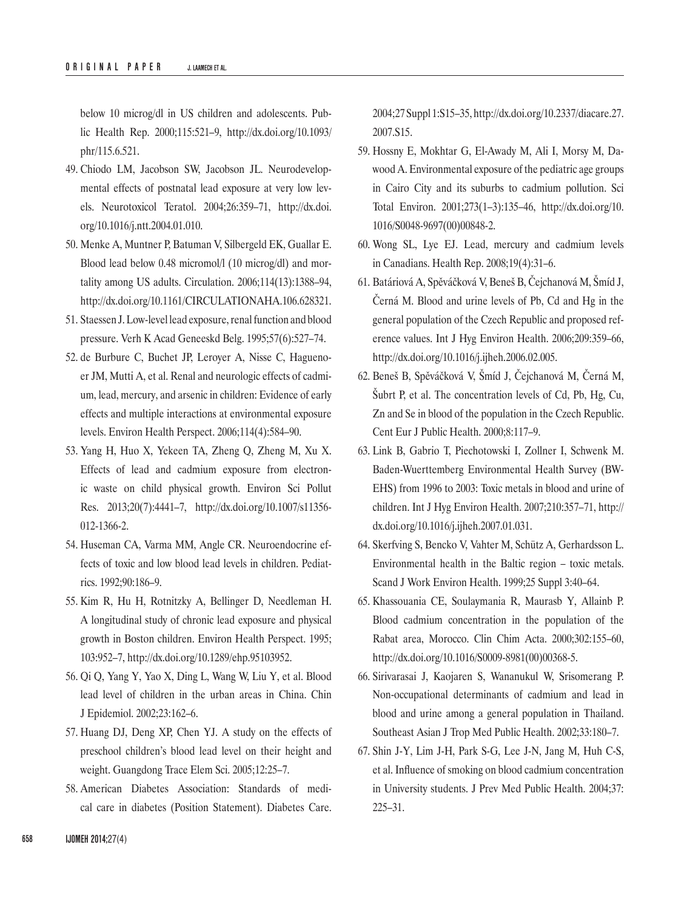below 10 microg/dl in US children and adolescents. Public Health Rep. 2000;115:521–9, http://dx.doi.org/10.1093/phr/115.6.521.

49. Chiodo LM, Jacobson SW, Jacobson JL. Neurodevelopmental effects of postnatal lead exposure at very low levels. Neurotoxicol Teratol. 2004;26:359–71, http://dx.doi.org/10.1016/j.ntt.2004.01.010.
50. Menke A, Muntner P, Batuman V, Silbergeld EK, Guallar E. Blood lead below 0.48 micromol/l (10 microg/dl) and mortality among US adults. Circulation. 2006;114(13):1388–94, http://dx.doi.org/10.1161/CIRCULATIONAHA.106.628321.
51. Staessen J. Low-level lead exposure, renal function and blood pressure. Verh K Acad Geneeskd Belg. 1995;57(6):527–74.
52. de Burbure C, Buchet JP, Leroyer A, Nisse C, Haguenoer JM, Mutti A, et al. Renal and neurologic effects of cadmium, lead, mercury, and arsenic in children: Evidence of early effects and multiple interactions at environmental exposure levels. Environ Health Perspect. 2006;114(4):584–90.
53. Yang H, Huo X, Yekeen TA, Zheng Q, Zheng M, Xu X. Effects of lead and cadmium exposure from electronic waste on child physical growth. Environ Sci Pollut Res. 2013;20(7):4441–7, http://dx.doi.org/10.1007/s11356-012-1366-2.
54. Huseman CA, Varma MM, Angle CR. Neuroendocrine effects of toxic and low blood lead levels in children. Pediatrics. 1992;90:186–9.
55. Kim R, Hu H, Rotnitzky A, Bellinger D, Needleman H. A longitudinal study of chronic lead exposure and physical growth in Boston children. Environ Health Perspect. 1995;103:952–7, http://dx.doi.org/10.1289/ehp.95103952.
56. Qi Q, Yang Y, Yao X, Ding L, Wang W, Liu Y, et al. Blood lead level of children in the urban areas in China. Chin J Epidemiol. 2002;23:162–6.
57. Huang DJ, Deng XP, Chen YJ. A study on the effects of preschool children's blood lead level on their height and weight. Guangdong Trace Elem Sci. 2005;12:25–7.
58. American Diabetes Association: Standards of medical care in diabetes (Position Statement). Diabetes Care. 2004;27 Suppl 1:S15–35, http://dx.doi.org/10.2337/diacare.27.2007.S15.
59. Hossny E, Mokhtar G, El-Awady M, Ali I, Morsy M, Dawood A. Environmental exposure of the pediatric age groups in Cairo City and its suburbs to cadmium pollution. Sci Total Environ. 2001;273(1–3):135–46, http://dx.doi.org/10.1016/S0048-9697(00)00848-2.
60. Wong SL, Lye EJ. Lead, mercury and cadmium levels in Canadians. Health Rep. 2008;19(4):31–6.
61. Batáriová A, Spěváčková V, Beneš B, Čejchanová M, Šmíd J, Černá M. Blood and urine levels of Pb, Cd and Hg in the general population of the Czech Republic and proposed reference values. Int J Hyg Environ Health. 2006;209:359–66, http://dx.doi.org/10.1016/j.ijheh.2006.02.005.
62. Beneš B, Spěváčková V, Šmíd J, Čejchanová M, Černá M, Šubrt P, et al. The concentration levels of Cd, Pb, Hg, Cu, Zn and Se in blood of the population in the Czech Republic. Cent Eur J Public Health. 2000;8:117–9.
63. Link B, Gabrio T, Piechotowski I, Zollner I, Schwenk M. Baden-Wuerttemberg Environmental Health Survey (BW-EHS) from 1996 to 2003: Toxic metals in blood and urine of children. Int J Hyg Environ Health. 2007;210:357–71, http://dx.doi.org/10.1016/j.ijheh.2007.01.031.
64. Skerfving S, Bencko V, Vahter M, Schütz A, Gerhardsson L. Environmental health in the Baltic region – toxic metals. Scand J Work Environ Health. 1999;25 Suppl 3:40–64.
65. Khassouania CE, Soulaymania R, Maurasb Y, Allainb P. Blood cadmium concentration in the population of the Rabat area, Morocco. Clin Chim Acta. 2000;302:155–60, http://dx.doi.org/10.1016/S0009-8981(00)00368-5.
66. Sirivarasai J, Kaojaren S, Wananukul W, Srisomerang P. Non-occupational determinants of cadmium and lead in blood and urine among a general population in Thailand. Southeast Asian J Trop Med Public Health. 2002;33:180–7.
67. Shin J-Y, Lim J-H, Park S-G, Lee J-N, Jang M, Huh C-S, et al. Influence of smoking on blood cadmium concentration in University students. J Prev Med Public Health. 2004;37:225–31.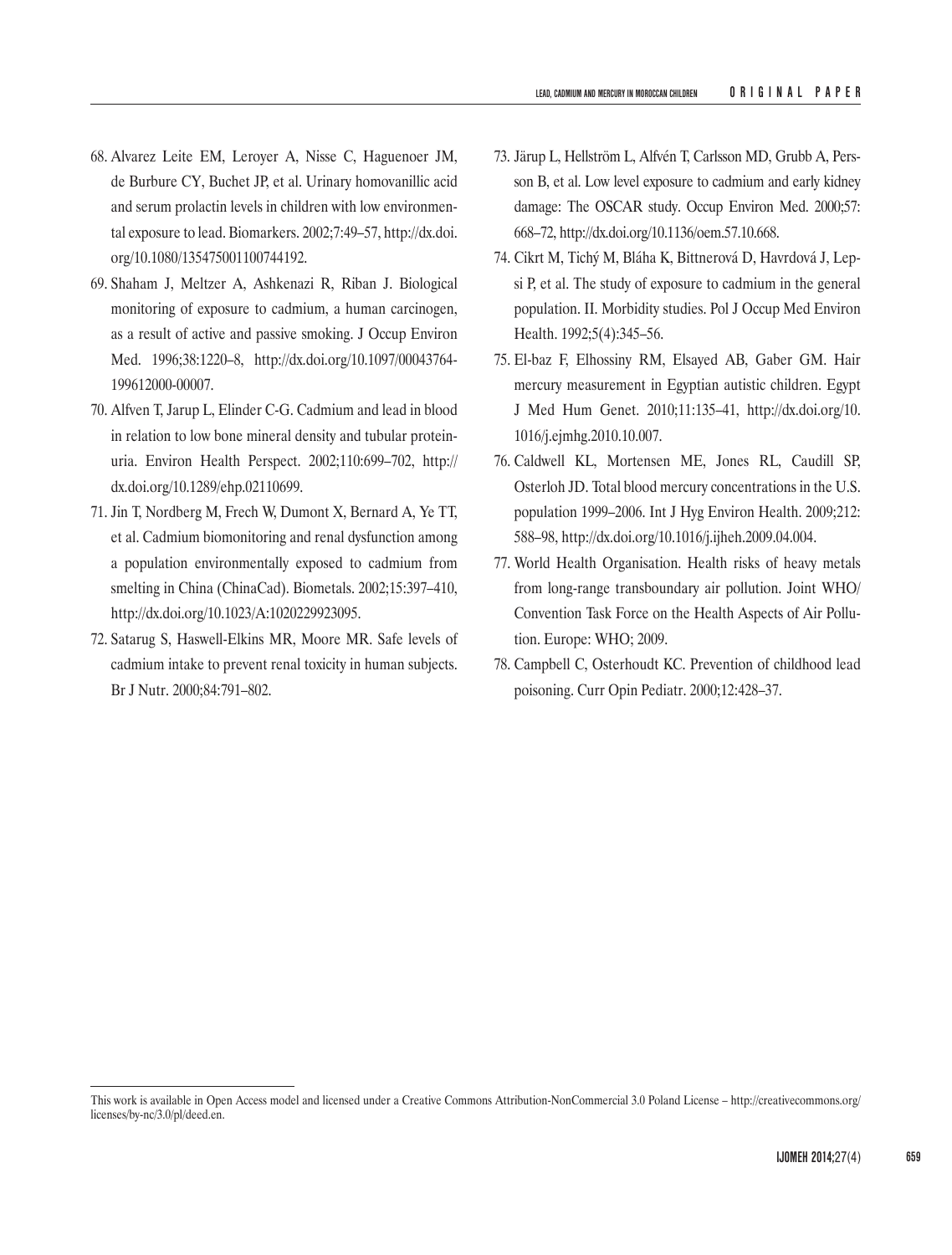68. Alvarez Leite EM, Leroyer A, Nisse C, Haguenoer JM, de Burbure CY, Buchet JP, et al. Urinary homovanillic acid and serum prolactin levels in children with low environmental exposure to lead. Biomarkers. 2002;7:49–57, http://dx.doi.org/10.1080/135475001100744192.
69. Shaham J, Meltzer A, Ashkenazi R, Riban J. Biological monitoring of exposure to cadmium, a human carcinogen, as a result of active and passive smoking. J Occup Environ Med. 1996;38:1220–8, http://dx.doi.org/10.1097/00043764-199612000-00007.
70. Alfven T, Jarup L, Elinder C-G. Cadmium and lead in blood in relation to low bone mineral density and tubular proteinuria. Environ Health Perspect. 2002;110:699–702, http://dx.doi.org/10.1289/ehp.02110699.
71. Jin T, Nordberg M, Frech W, Dumont X, Bernard A, Ye TT, et al. Cadmium biomonitoring and renal dysfunction among a population environmentally exposed to cadmium from smelting in China (ChinaCad). Biometals. 2002;15:397–410, http://dx.doi.org/10.1023/A:1020229923095.
72. Satarug S, Haswell-Elkins MR, Moore MR. Safe levels of cadmium intake to prevent renal toxicity in human subjects. Br J Nutr. 2000;84:791–802.
73. Järup L, Hellström L, Alfvén T, Carlsson MD, Grubb A, Persson B, et al. Low level exposure to cadmium and early kidney damage: The OSCAR study. Occup Environ Med. 2000;57:668–72, http://dx.doi.org/10.1136/oem.57.10.668.
74. Cikrt M, Tichý M, Bláha K, Bittnerová D, Havrdová J, Lepsi P, et al. The study of exposure to cadmium in the general population. II. Morbidity studies. Pol J Occup Med Environ Health. 1992;5(4):345–56.
75. El-baz F, Elhossiny RM, Elsayed AB, Gaber GM. Hair mercury measurement in Egyptian autistic children. Egypt J Med Hum Genet. 2010;11:135–41, http://dx.doi.org/10.1016/j.ejmhg.2010.10.007.
76. Caldwell KL, Mortensen ME, Jones RL, Caudill SP, Osterloh JD. Total blood mercury concentrations in the U.S. population 1999–2006. Int J Hyg Environ Health. 2009;212:588–98, http://dx.doi.org/10.1016/j.ijheh.2009.04.004.
77. World Health Organisation. Health risks of heavy metals from long-range transboundary air pollution. Joint WHO/Convention Task Force on the Health Aspects of Air Pollution. Europe: WHO; 2009.
78. Campbell C, Osterhoudt KC. Prevention of childhood lead poisoning. Curr Opin Pediatr. 2000;12:428–37.

This work is available in Open Access model and licensed under a Creative Commons Attribution-NonCommercial 3.0 Poland License – http://creativecommons.org/licenses/by-nc/3.0/pl/deed.en.